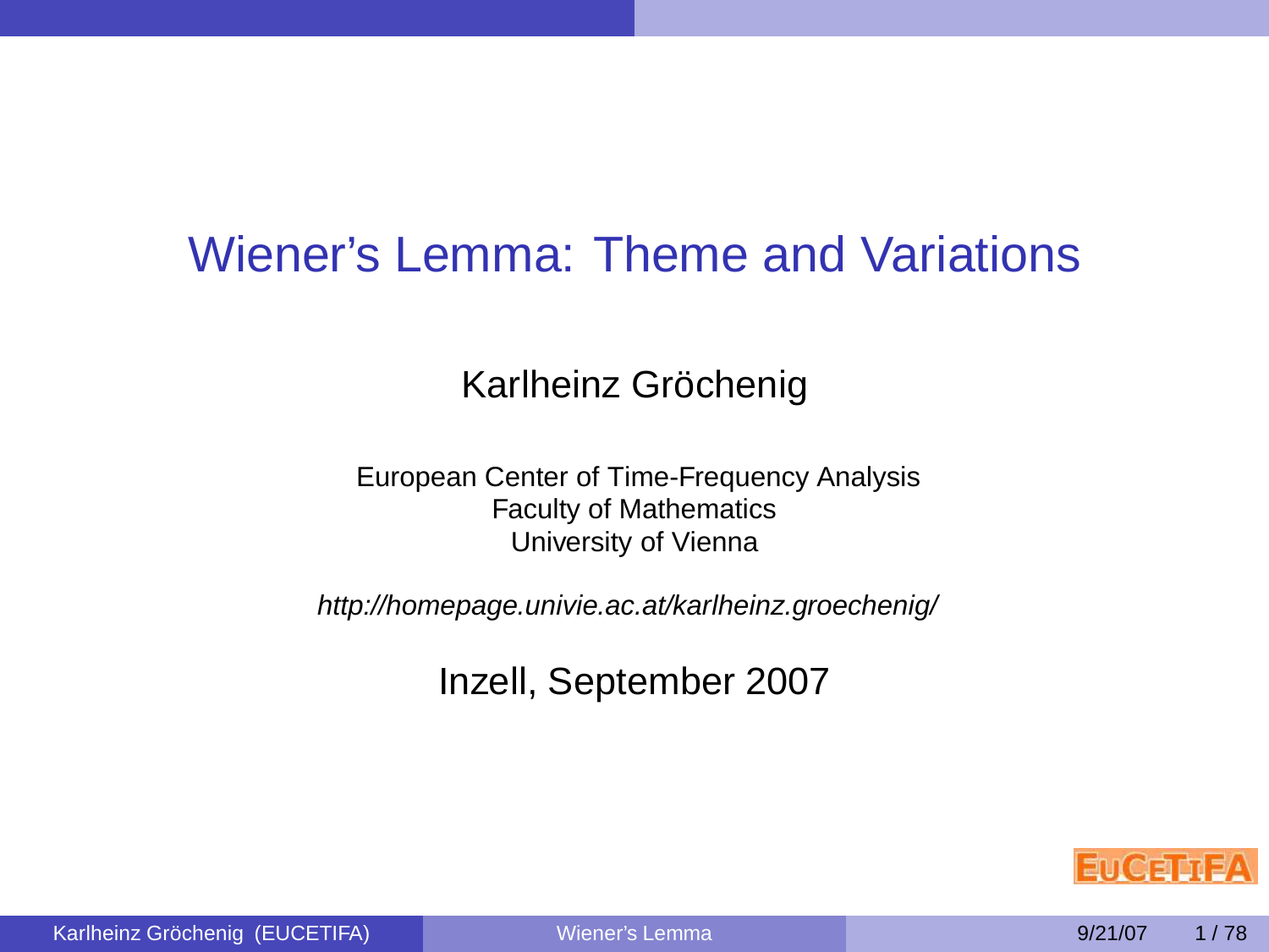# Wiener's Lemma: Theme and Variations

Karlheinz Gröchenig

European Center of Time-Frequency Analysis
Faculty of Mathematics
University of Vienna

*http://homepage.univie.ac.at/karlheinz.groechenig/*

Inzell, September 2007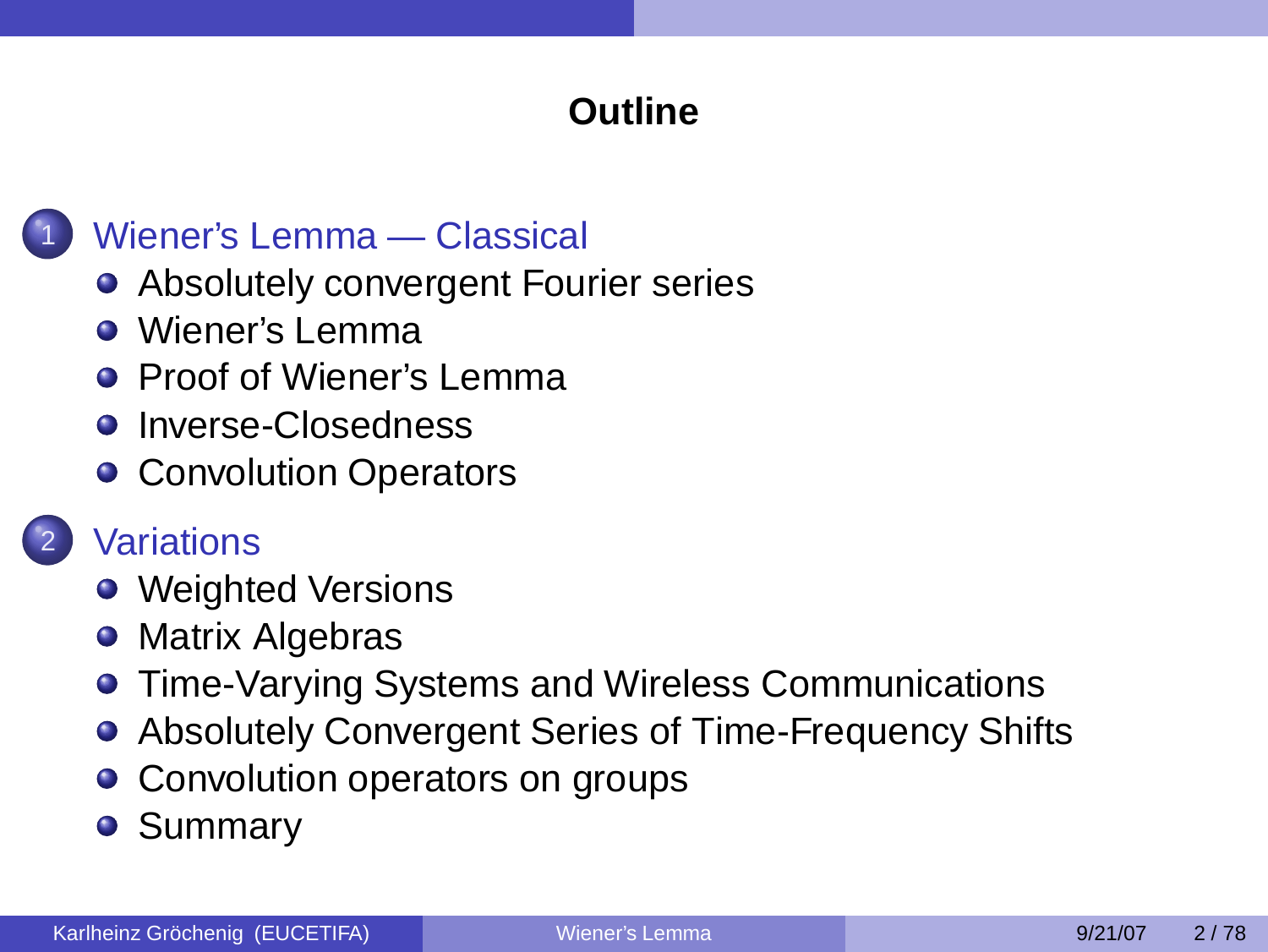# Outline

1. Wiener's Lemma — Classical
   - Absolutely convergent Fourier series
   - Wiener's Lemma
   - Proof of Wiener's Lemma
   - Inverse-Closedness
   - Convolution Operators
2. Variations
   - Weighted Versions
   - Matrix Algebras
   - Time-Varying Systems and Wireless Communications
   - Absolutely Convergent Series of Time-Frequency Shifts
   - Convolution operators on groups
   - Summary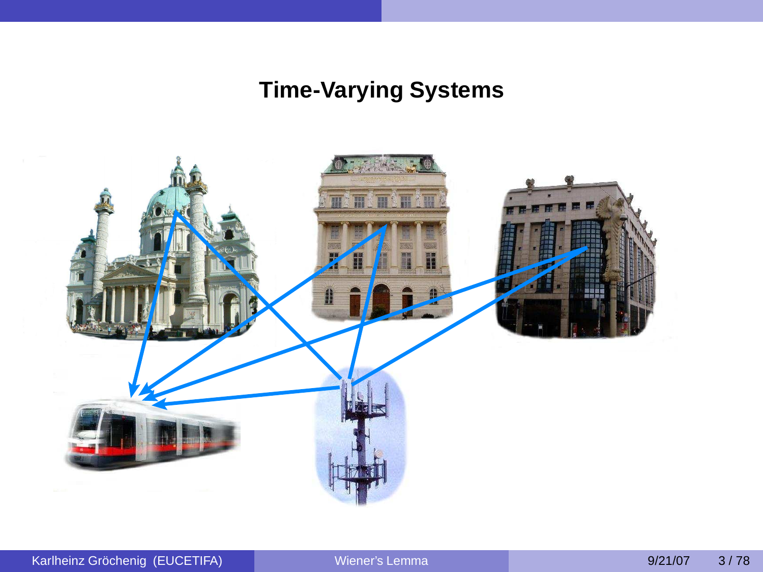# Time-Varying Systems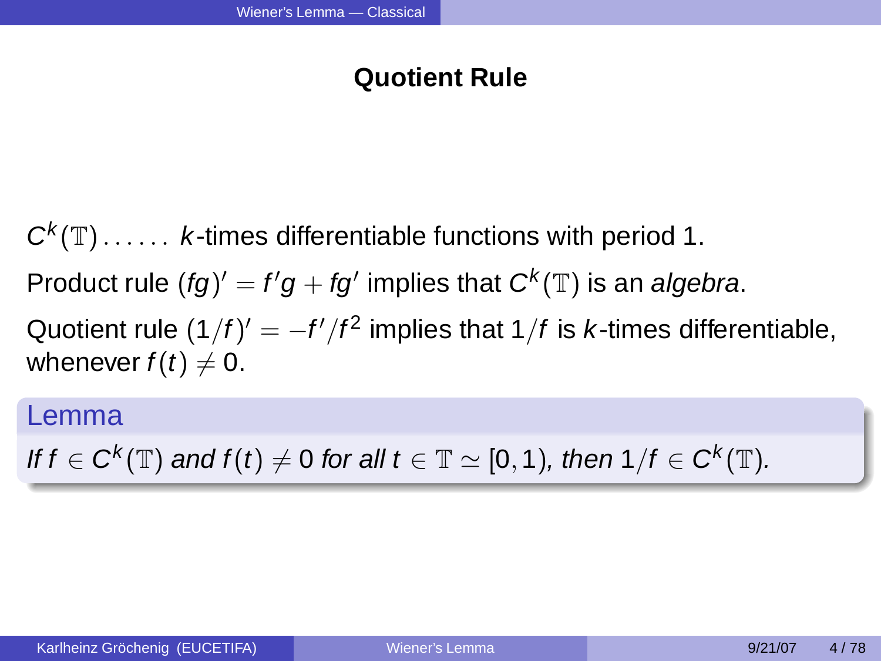## Quotient Rule

$C^k(\mathbb{T}) \ldots\ldots$ $k$-times differentiable functions with period 1.

Product rule $(fg)' = f'g + fg'$ implies that $C^k(\mathbb{T})$ is an *algebra*.

Quotient rule $(1/f)' = -f'/f^2$ implies that $1/f$ is $k$-times differentiable, whenever $f(t) \neq 0$.

**Lemma**

*If $f \in C^k(\mathbb{T})$ and $f(t) \neq 0$ for all $t \in \mathbb{T} \simeq [0,1)$, then $1/f \in C^k(\mathbb{T})$.*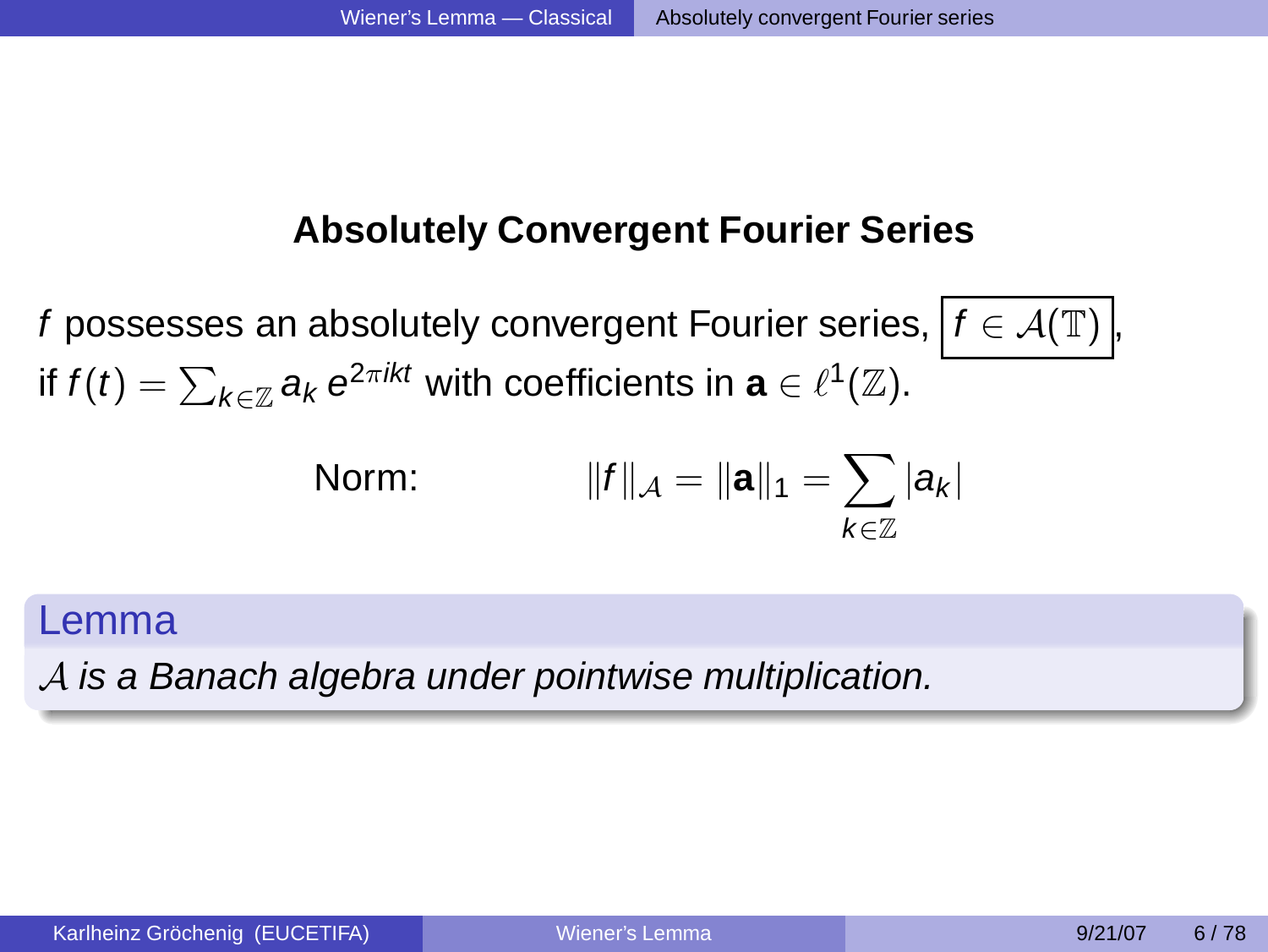## Absolutely Convergent Fourier Series

$f$ possesses an absolutely convergent Fourier series, $\boxed{f \in \mathcal{A}(\mathbb{T})}$, if $f(t) = \sum_{k \in \mathbb{Z}} a_k e^{2\pi ikt}$ with coefficients in $\mathbf{a} \in \ell^1(\mathbb{Z})$.

Norm:

$$\|f\|_{\mathcal{A}} = \|\mathbf{a}\|_1 = \sum_{k \in \mathbb{Z}} |a_k|$$

**Lemma**

*$\mathcal{A}$ is a Banach algebra under pointwise multiplication.*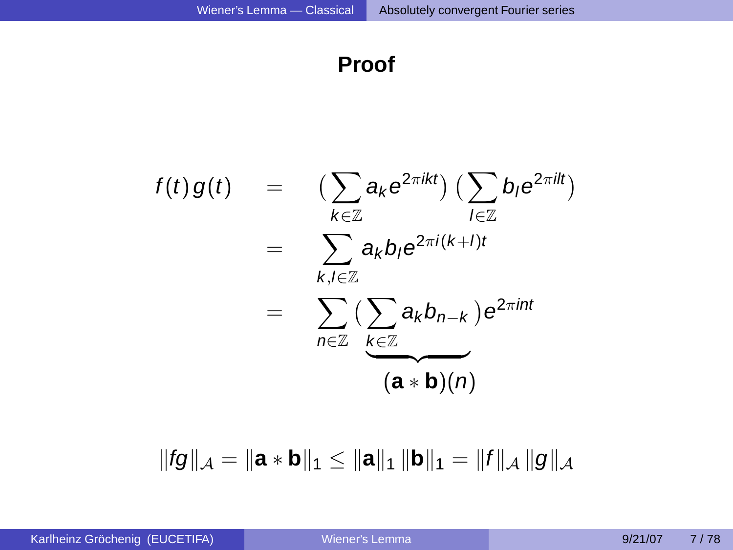# Proof

$$
\begin{aligned}
f(t)g(t) &= \Big(\sum_{k\in\mathbb{Z}} a_k e^{2\pi ikt}\Big)\Big(\sum_{l\in\mathbb{Z}} b_l e^{2\pi ilt}\Big) \\
&= \sum_{k,l\in\mathbb{Z}} a_k b_l e^{2\pi i(k+l)t} \\
&= \sum_{n\in\mathbb{Z}} \underbrace{\Big(\sum_{k\in\mathbb{Z}} a_k b_{n-k}\Big)}_{(\mathbf{a}*\mathbf{b})(n)} e^{2\pi int}
\end{aligned}
$$

$$
\|fg\|_{\mathcal{A}} = \|\mathbf{a}*\mathbf{b}\|_1 \le \|\mathbf{a}\|_1 \|\mathbf{b}\|_1 = \|f\|_{\mathcal{A}} \|g\|_{\mathcal{A}}
$$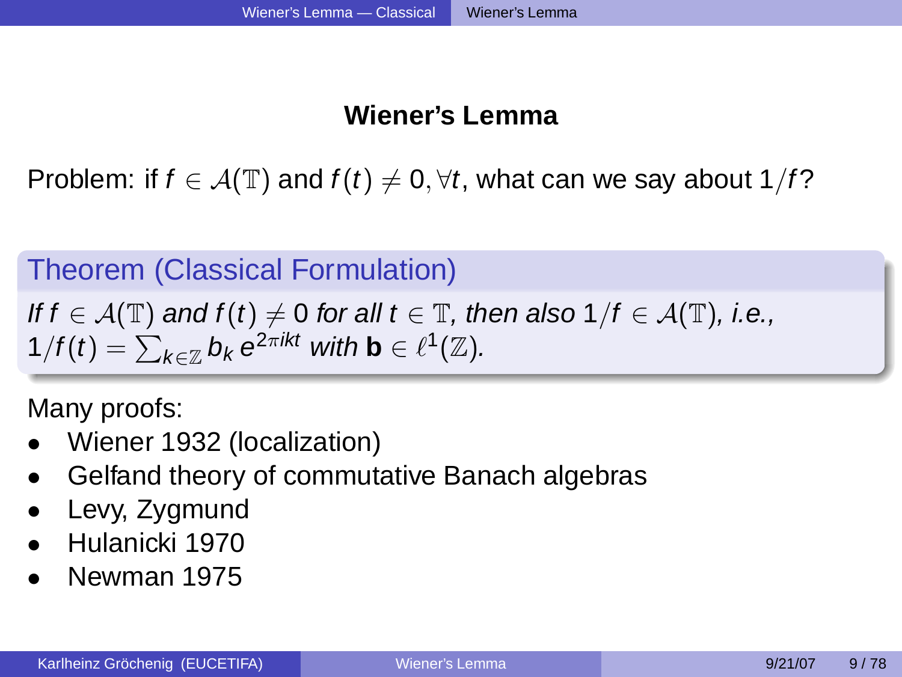## Wiener's Lemma

Problem: if $f \in \mathcal{A}(\mathbb{T})$ and $f(t) \neq 0, \forall t$, what can we say about $1/f$?

**Theorem (Classical Formulation)**

*If $f \in \mathcal{A}(\mathbb{T})$ and $f(t) \neq 0$ for all $t \in \mathbb{T}$, then also $1/f \in \mathcal{A}(\mathbb{T})$, i.e., $1/f(t) = \sum_{k \in \mathbb{Z}} b_k e^{2\pi ikt}$ with $\mathbf{b} \in \ell^1(\mathbb{Z})$.*

Many proofs:

- Wiener 1932 (localization)
- Gelfand theory of commutative Banach algebras
- Levy, Zygmund
- Hulanicki 1970
- Newman 1975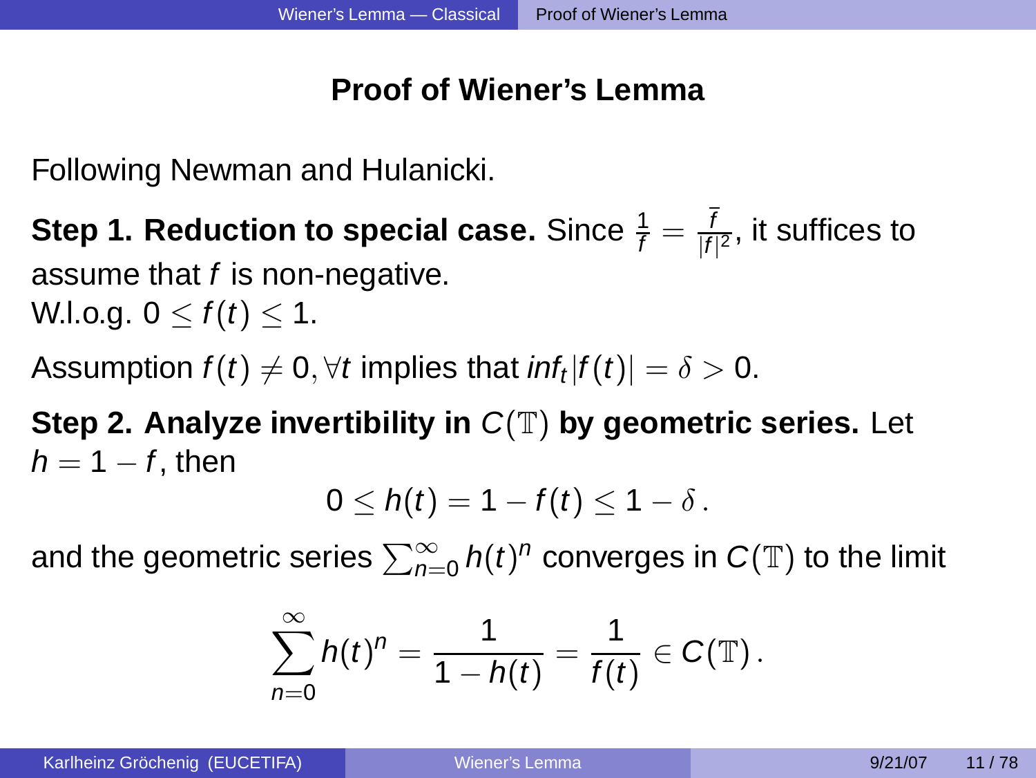## Proof of Wiener's Lemma

Following Newman and Hulanicki.

**Step 1. Reduction to special case.** Since $\frac{1}{f} = \frac{\overline{f}}{|f|^2}$, it suffices to assume that $f$ is non-negative.
W.l.o.g. $0 \leq f(t) \leq 1$.

Assumption $f(t) \neq 0, \forall t$ implies that $inf_t |f(t)| = \delta > 0$.

**Step 2. Analyze invertibility in $C(\mathbb{T})$ by geometric series.** Let $h = 1 - f$, then

$$0 \leq h(t) = 1 - f(t) \leq 1 - \delta \, .$$

and the geometric series $\sum_{n=0}^{\infty} h(t)^n$ converges in $C(\mathbb{T})$ to the limit

$$\sum_{n=0}^{\infty} h(t)^n = \frac{1}{1 - h(t)} = \frac{1}{f(t)} \in C(\mathbb{T}) \, .$$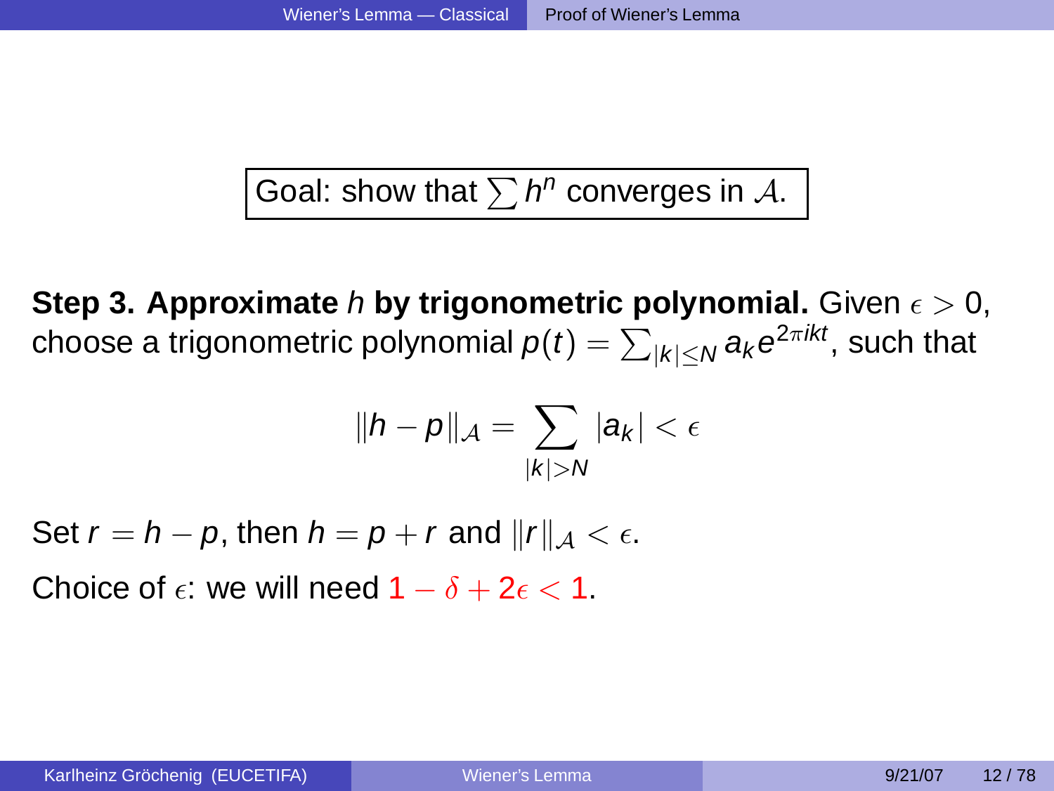Goal: show that $\sum h^n$ converges in $\mathcal{A}$.

**Step 3. Approximate $h$ by trigonometric polynomial.** Given $\epsilon > 0$, choose a trigonometric polynomial $p(t) = \sum_{|k| \leq N} a_k e^{2\pi i k t}$, such that

$$\|h - p\|_{\mathcal{A}} = \sum_{|k| > N} |a_k| < \epsilon$$

Set $r = h - p$, then $h = p + r$ and $\|r\|_{\mathcal{A}} < \epsilon$.

Choice of $\epsilon$: we will need $1 - \delta + 2\epsilon < 1$.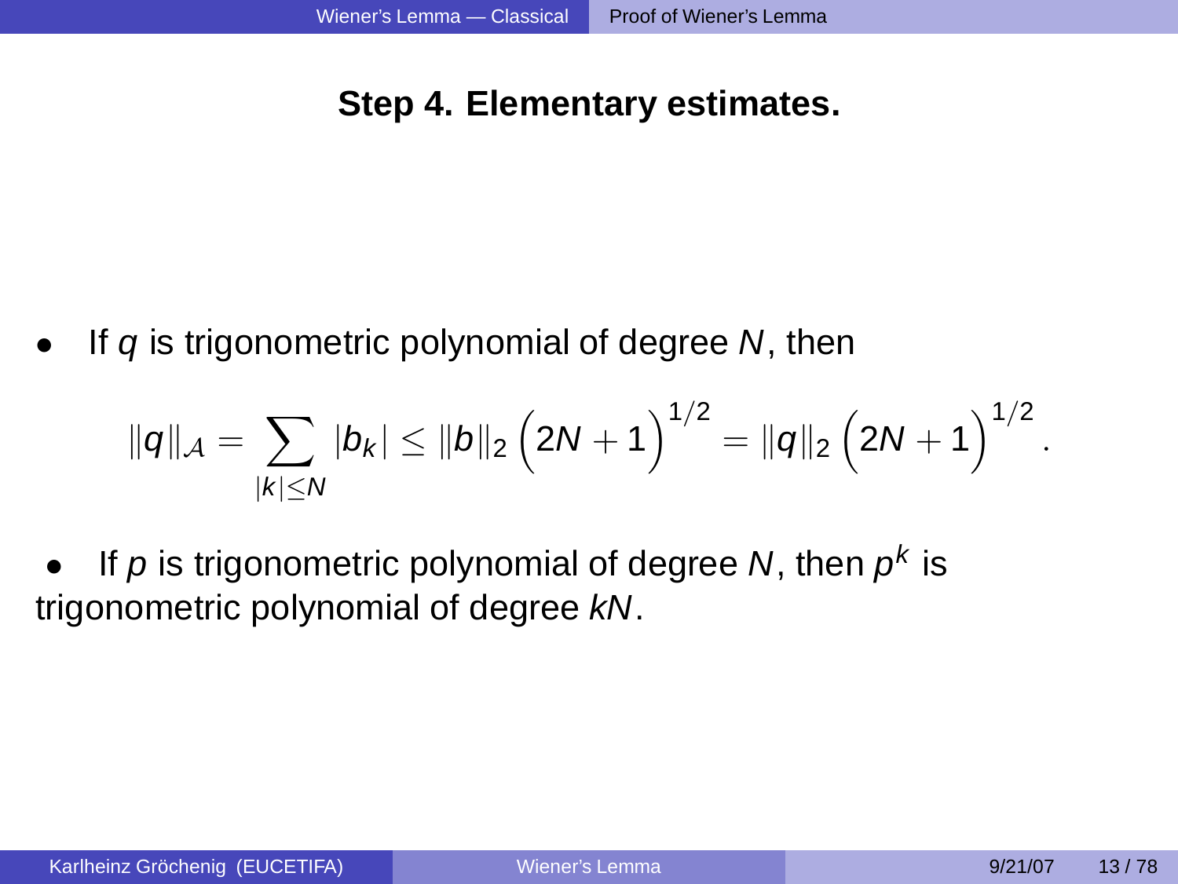## Step 4. Elementary estimates.

- If $q$ is trigonometric polynomial of degree $N$, then

$$\|q\|_{\mathcal{A}} = \sum_{|k| \leq N} |b_k| \leq \|b\|_2 \Big(2N+1\Big)^{1/2} = \|q\|_2 \Big(2N+1\Big)^{1/2}.$$

- If $p$ is trigonometric polynomial of degree $N$, then $p^k$ is trigonometric polynomial of degree $kN$.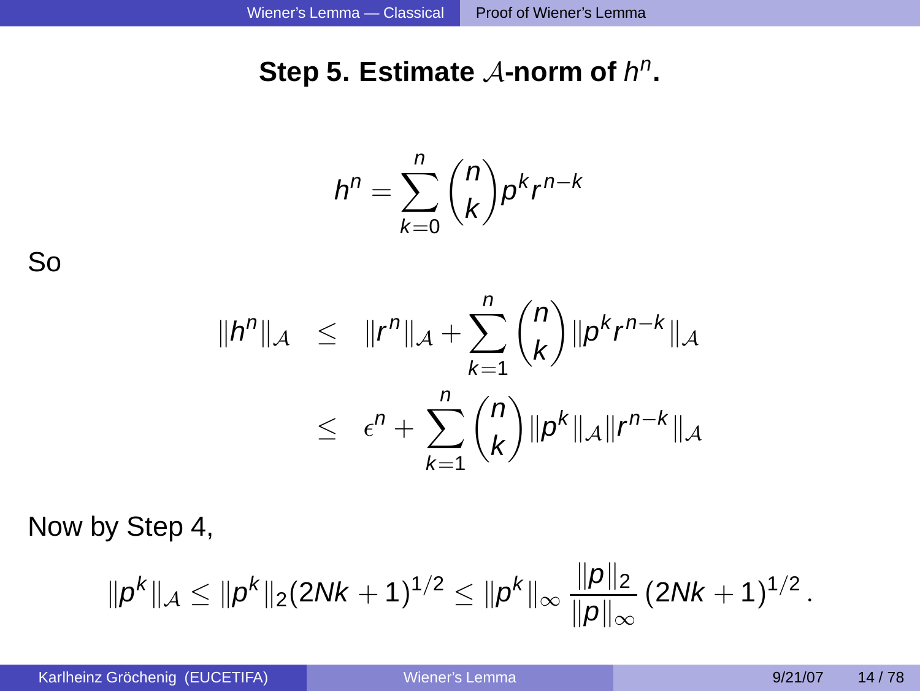## Step 5. Estimate $\mathcal{A}$-norm of $h^n$.

$$h^n = \sum_{k=0}^{n} \binom{n}{k} p^k r^{n-k}$$

So

$$\begin{aligned}
\|h^n\|_{\mathcal{A}} &\leq \|r^n\|_{\mathcal{A}} + \sum_{k=1}^{n} \binom{n}{k} \|p^k r^{n-k}\|_{\mathcal{A}} \\
&\leq \epsilon^n + \sum_{k=1}^{n} \binom{n}{k} \|p^k\|_{\mathcal{A}} \|r^{n-k}\|_{\mathcal{A}}
\end{aligned}$$

Now by Step 4,

$$\|p^k\|_{\mathcal{A}} \leq \|p^k\|_2 (2Nk+1)^{1/2} \leq \|p^k\|_\infty \frac{\|p\|_2}{\|p\|_\infty} (2Nk+1)^{1/2}.$$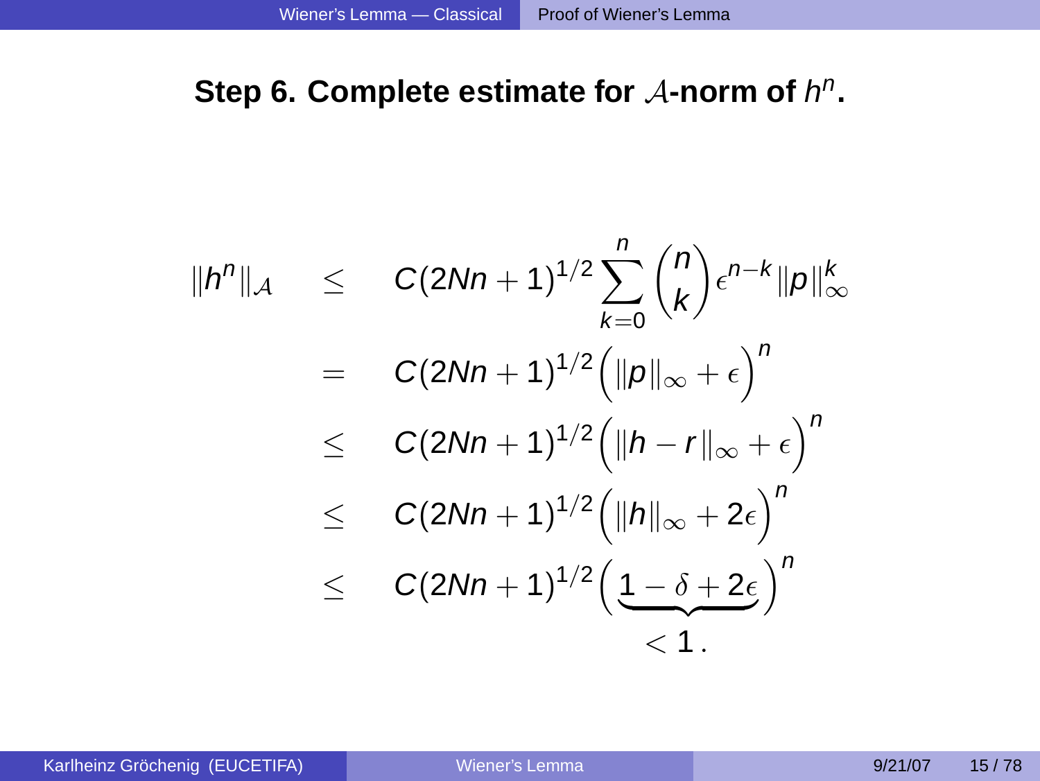**Step 6. Complete estimate for $\mathcal{A}$-norm of $h^n$.**

$$
\begin{aligned}
\|h^n\|_{\mathcal{A}} \quad &\leq \quad C(2Nn+1)^{1/2} \sum_{k=0}^{n} \binom{n}{k} \epsilon^{n-k} \|p\|_\infty^k \\
&= \quad C(2Nn+1)^{1/2} \Big( \|p\|_\infty + \epsilon \Big)^n \\
&\leq \quad C(2Nn+1)^{1/2} \Big( \|h - r\|_\infty + \epsilon \Big)^n \\
&\leq \quad C(2Nn+1)^{1/2} \Big( \|h\|_\infty + 2\epsilon \Big)^n \\
&\leq \quad C(2Nn+1)^{1/2} \Big( \underbrace{1 - \delta + 2\epsilon}_{<1} \Big)^n .
\end{aligned}
$$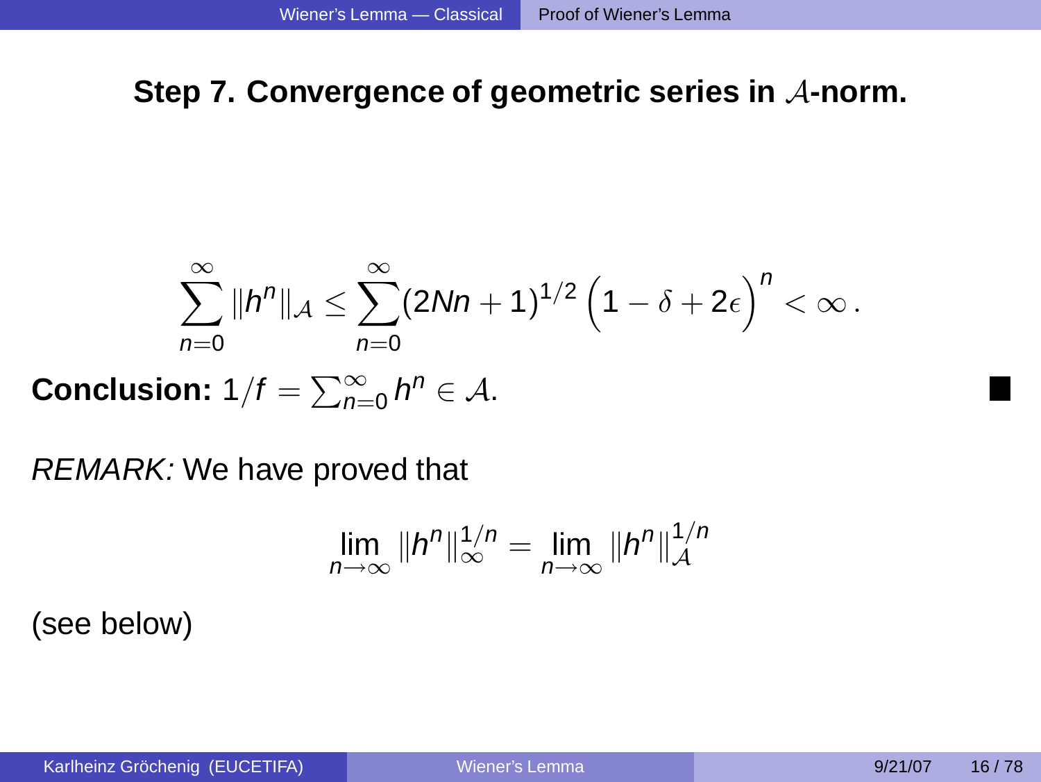## Step 7. Convergence of geometric series in $\mathcal{A}$-norm.

$$\sum_{n=0}^{\infty} \|h^n\|_{\mathcal{A}} \leq \sum_{n=0}^{\infty} (2Nn+1)^{1/2} \Big(1 - \delta + 2\epsilon\Big)^n < \infty \,.$$

**Conclusion:** $1/f = \sum_{n=0}^{\infty} h^n \in \mathcal{A}$. ■

*REMARK:* We have proved that

$$\lim_{n\to\infty} \|h^n\|_{\infty}^{1/n} = \lim_{n\to\infty} \|h^n\|_{\mathcal{A}}^{1/n}$$

(see below)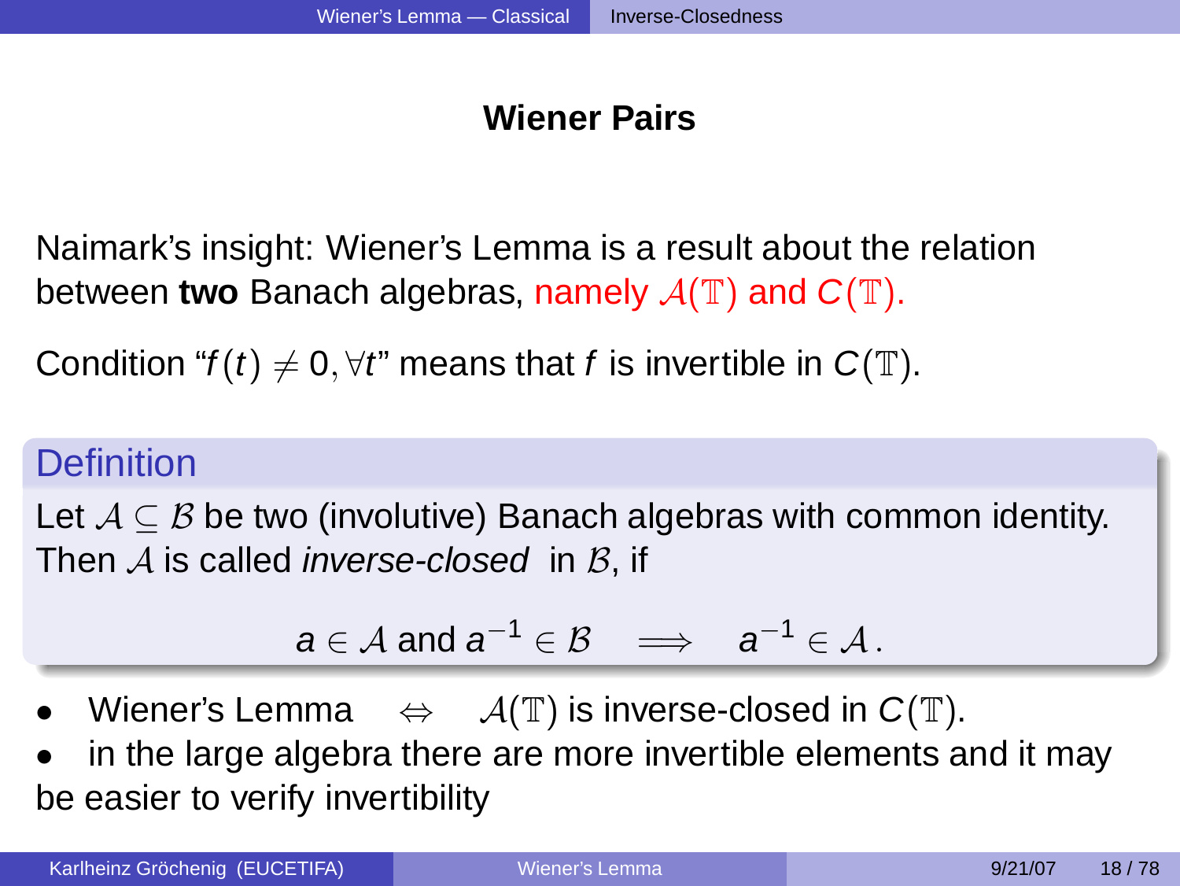## Wiener Pairs

Naimark's insight: Wiener's Lemma is a result about the relation between **two** Banach algebras, namely $\mathcal{A}(\mathbb{T})$ and $C(\mathbb{T})$.

Condition "$f(t) \neq 0, \forall t$" means that $f$ is invertible in $C(\mathbb{T})$.

### Definition

Let $\mathcal{A} \subseteq \mathcal{B}$ be two (involutive) Banach algebras with common identity. Then $\mathcal{A}$ is called *inverse-closed* in $\mathcal{B}$, if

$$a \in \mathcal{A} \text{ and } a^{-1} \in \mathcal{B} \quad \Longrightarrow \quad a^{-1} \in \mathcal{A}\,.$$

- Wiener's Lemma $\quad \Leftrightarrow \quad$ $\mathcal{A}(\mathbb{T})$ is inverse-closed in $C(\mathbb{T})$.
- in the large algebra there are more invertible elements and it may be easier to verify invertibility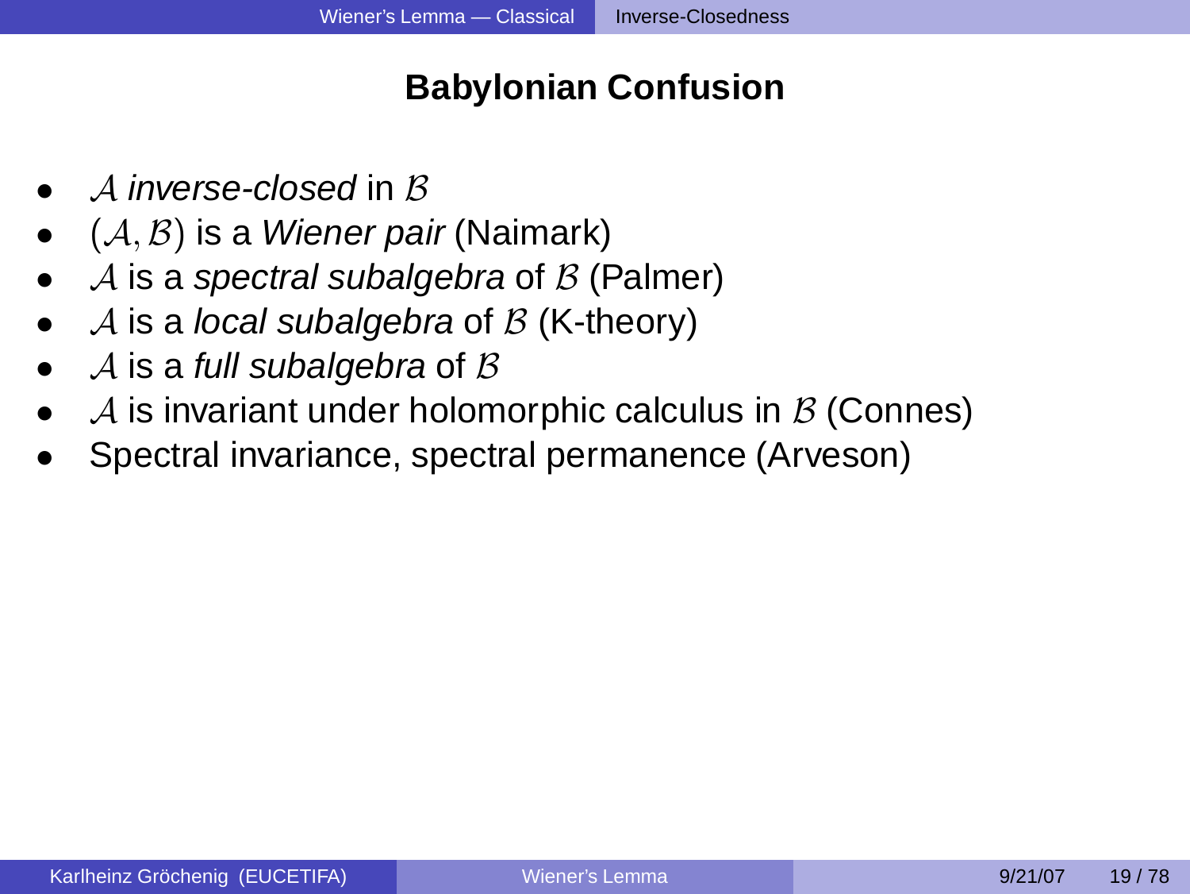## Babylonian Confusion

- $\mathcal{A}$ *inverse-closed* in $\mathcal{B}$
- $(\mathcal{A}, \mathcal{B})$ is a *Wiener pair* (Naimark)
- $\mathcal{A}$ is a *spectral subalgebra* of $\mathcal{B}$ (Palmer)
- $\mathcal{A}$ is a *local subalgebra* of $\mathcal{B}$ (K-theory)
- $\mathcal{A}$ is a *full subalgebra* of $\mathcal{B}$
- $\mathcal{A}$ is invariant under holomorphic calculus in $\mathcal{B}$ (Connes)
- Spectral invariance, spectral permanence (Arveson)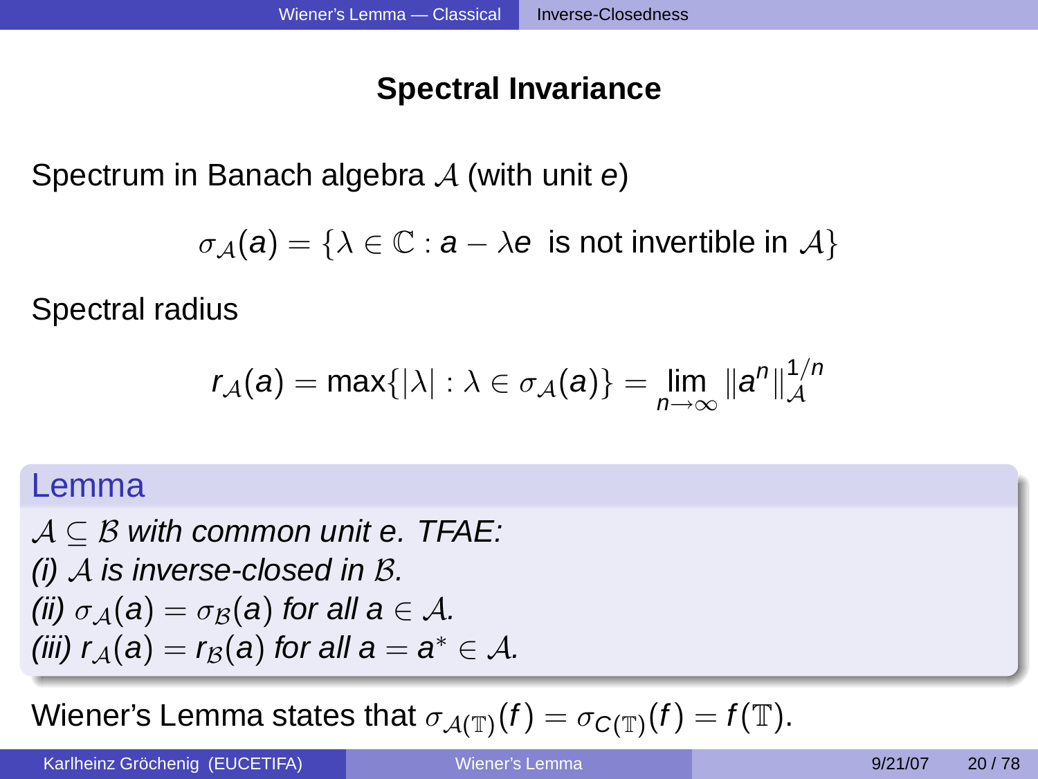## Spectral Invariance

Spectrum in Banach algebra $\mathcal{A}$ (with unit $e$)

$$\sigma_{\mathcal{A}}(a) = \{\lambda \in \mathbb{C} : a - \lambda e \text{ is not invertible in } \mathcal{A}\}$$

Spectral radius

$$r_{\mathcal{A}}(a) = \max\{|\lambda| : \lambda \in \sigma_{\mathcal{A}}(a)\} = \lim_{n\to\infty} \|a^n\|_{\mathcal{A}}^{1/n}$$

**Lemma**

*$\mathcal{A} \subseteq \mathcal{B}$ with common unit e. TFAE:*
*(i) $\mathcal{A}$ is inverse-closed in $\mathcal{B}$.*
*(ii) $\sigma_{\mathcal{A}}(a) = \sigma_{\mathcal{B}}(a)$ for all $a \in \mathcal{A}$.*
*(iii) $r_{\mathcal{A}}(a) = r_{\mathcal{B}}(a)$ for all $a = a^* \in \mathcal{A}$.*

Wiener's Lemma states that $\sigma_{\mathcal{A}(\mathbb{T})}(f) = \sigma_{C(\mathbb{T})}(f) = f(\mathbb{T})$.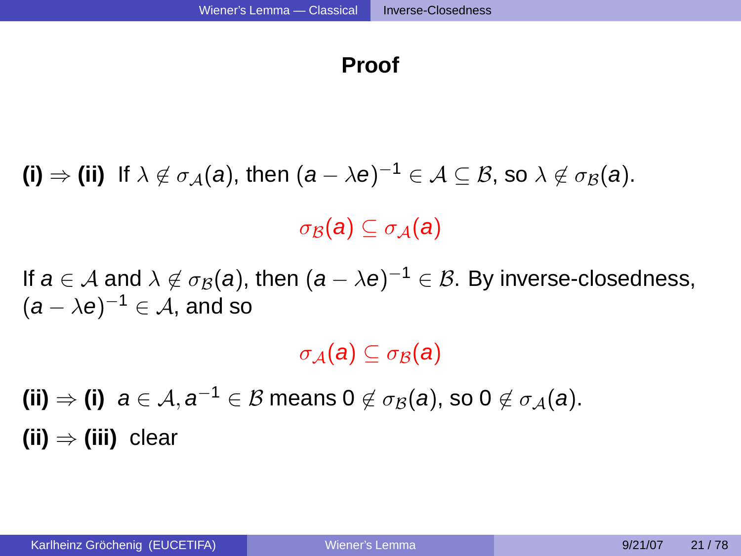## Proof

**(i) ⇒ (ii)** If $\lambda \notin \sigma_{\mathcal{A}}(a)$, then $(a - \lambda e)^{-1} \in \mathcal{A} \subseteq \mathcal{B}$, so $\lambda \notin \sigma_{\mathcal{B}}(a)$.

$$\sigma_{\mathcal{B}}(a) \subseteq \sigma_{\mathcal{A}}(a)$$

If $a \in \mathcal{A}$ and $\lambda \notin \sigma_{\mathcal{B}}(a)$, then $(a - \lambda e)^{-1} \in \mathcal{B}$. By inverse-closedness, $(a - \lambda e)^{-1} \in \mathcal{A}$, and so

$$\sigma_{\mathcal{A}}(a) \subseteq \sigma_{\mathcal{B}}(a)$$

**(ii) ⇒ (i)** $a \in \mathcal{A}, a^{-1} \in \mathcal{B}$ means $0 \notin \sigma_{\mathcal{B}}(a)$, so $0 \notin \sigma_{\mathcal{A}}(a)$.

**(ii) ⇒ (iii)** clear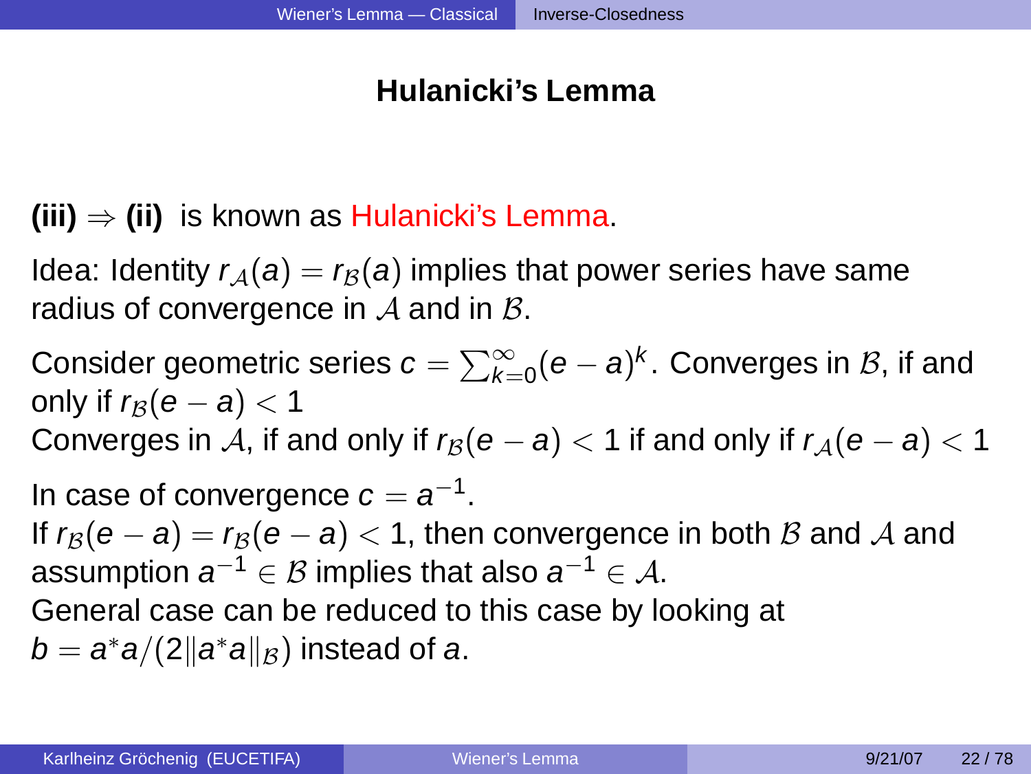## Hulanicki's Lemma

**(iii)** $\Rightarrow$ **(ii)** is known as Hulanicki's Lemma.

Idea: Identity $r_{\mathcal{A}}(a) = r_{\mathcal{B}}(a)$ implies that power series have same radius of convergence in $\mathcal{A}$ and in $\mathcal{B}$.

Consider geometric series $c = \sum_{k=0}^{\infty}(e-a)^k$. Converges in $\mathcal{B}$, if and only if $r_{\mathcal{B}}(e-a) < 1$
Converges in $\mathcal{A}$, if and only if $r_{\mathcal{B}}(e-a) < 1$ if and only if $r_{\mathcal{A}}(e-a) < 1$

In case of convergence $c = a^{-1}$.
If $r_{\mathcal{B}}(e-a) = r_{\mathcal{B}}(e-a) < 1$, then convergence in both $\mathcal{B}$ and $\mathcal{A}$ and assumption $a^{-1} \in \mathcal{B}$ implies that also $a^{-1} \in \mathcal{A}$.
General case can be reduced to this case by looking at $b = a^*a/(2\|a^*a\|_{\mathcal{B}})$ instead of $a$.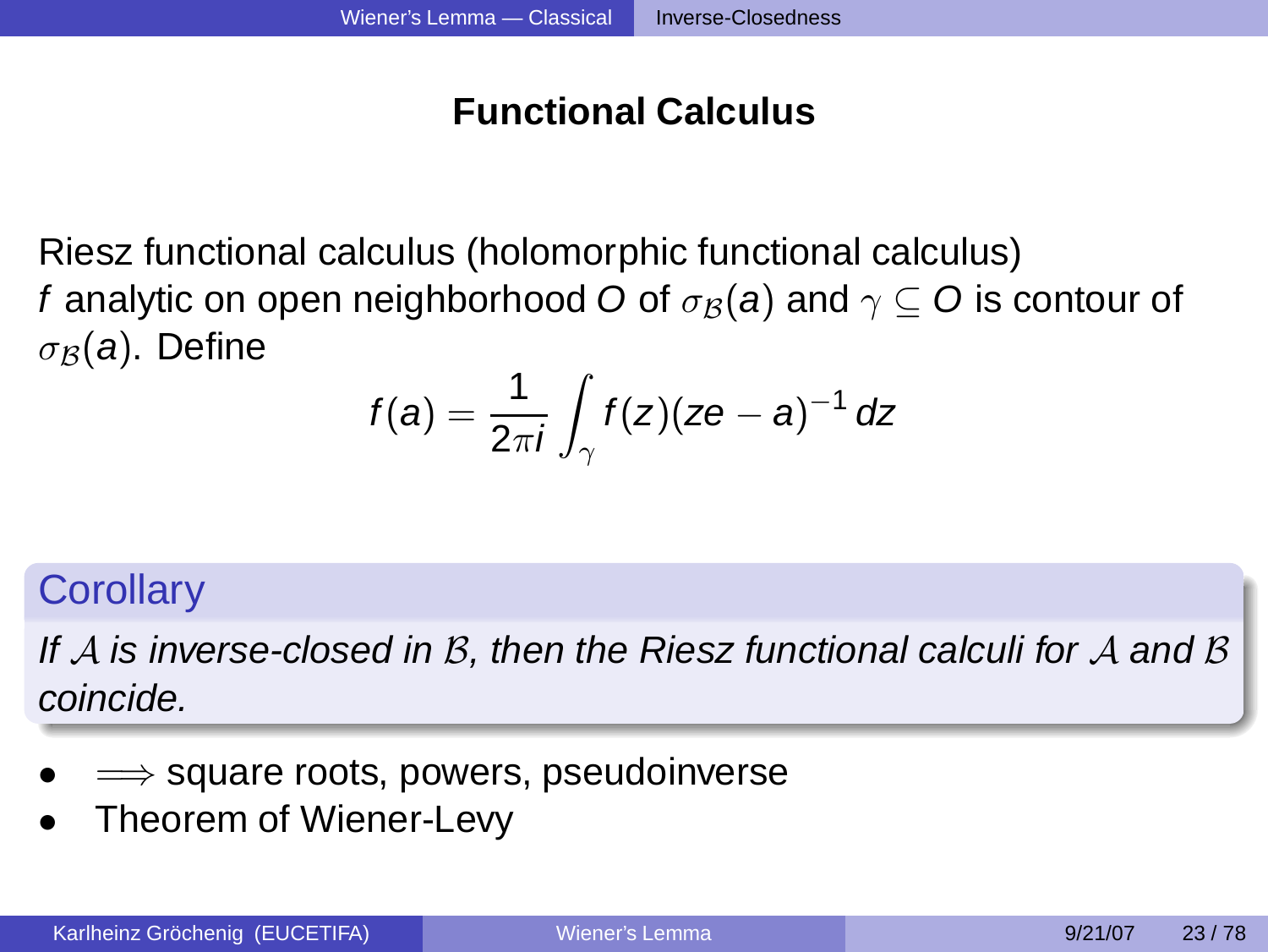## Functional Calculus

Riesz functional calculus (holomorphic functional calculus)
$f$ analytic on open neighborhood $O$ of $\sigma_{\mathcal{B}}(a)$ and $\gamma \subseteq O$ is contour of $\sigma_{\mathcal{B}}(a)$. Define

$$f(a) = \frac{1}{2\pi i} \int_{\gamma} f(z)(ze - a)^{-1} \, dz$$

**Corollary**

*If $\mathcal{A}$ is inverse-closed in $\mathcal{B}$, then the Riesz functional calculi for $\mathcal{A}$ and $\mathcal{B}$ coincide.*

- $\Longrightarrow$ square roots, powers, pseudoinverse
- Theorem of Wiener-Levy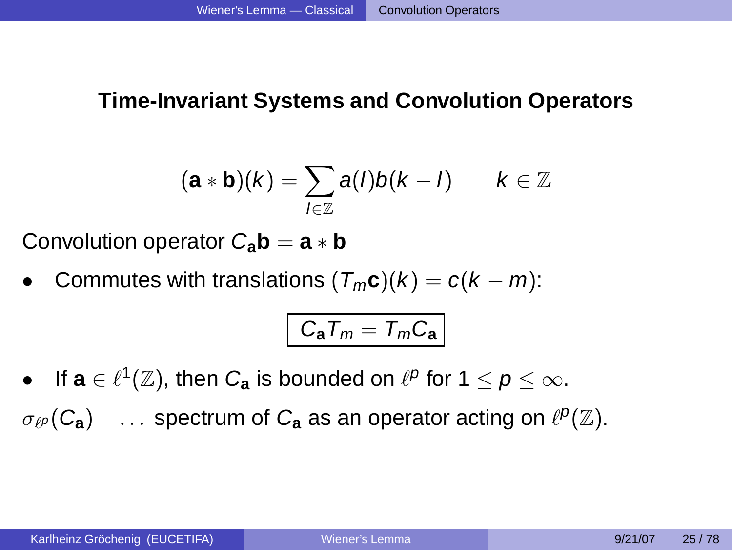## Time-Invariant Systems and Convolution Operators

$$(\mathbf{a} * \mathbf{b})(k) = \sum_{l \in \mathbb{Z}} a(l) b(k-l) \qquad k \in \mathbb{Z}$$

Convolution operator $C_{\mathbf{a}}\mathbf{b} = \mathbf{a} * \mathbf{b}$

- Commutes with translations $(T_m \mathbf{c})(k) = c(k-m)$:

$$\boxed{C_{\mathbf{a}} T_m = T_m C_{\mathbf{a}}}$$

- If $\mathbf{a} \in \ell^1(\mathbb{Z})$, then $C_{\mathbf{a}}$ is bounded on $\ell^p$ for $1 \leq p \leq \infty$.

$\sigma_{\ell^p}(C_{\mathbf{a}})$ ... spectrum of $C_{\mathbf{a}}$ as an operator acting on $\ell^p(\mathbb{Z})$.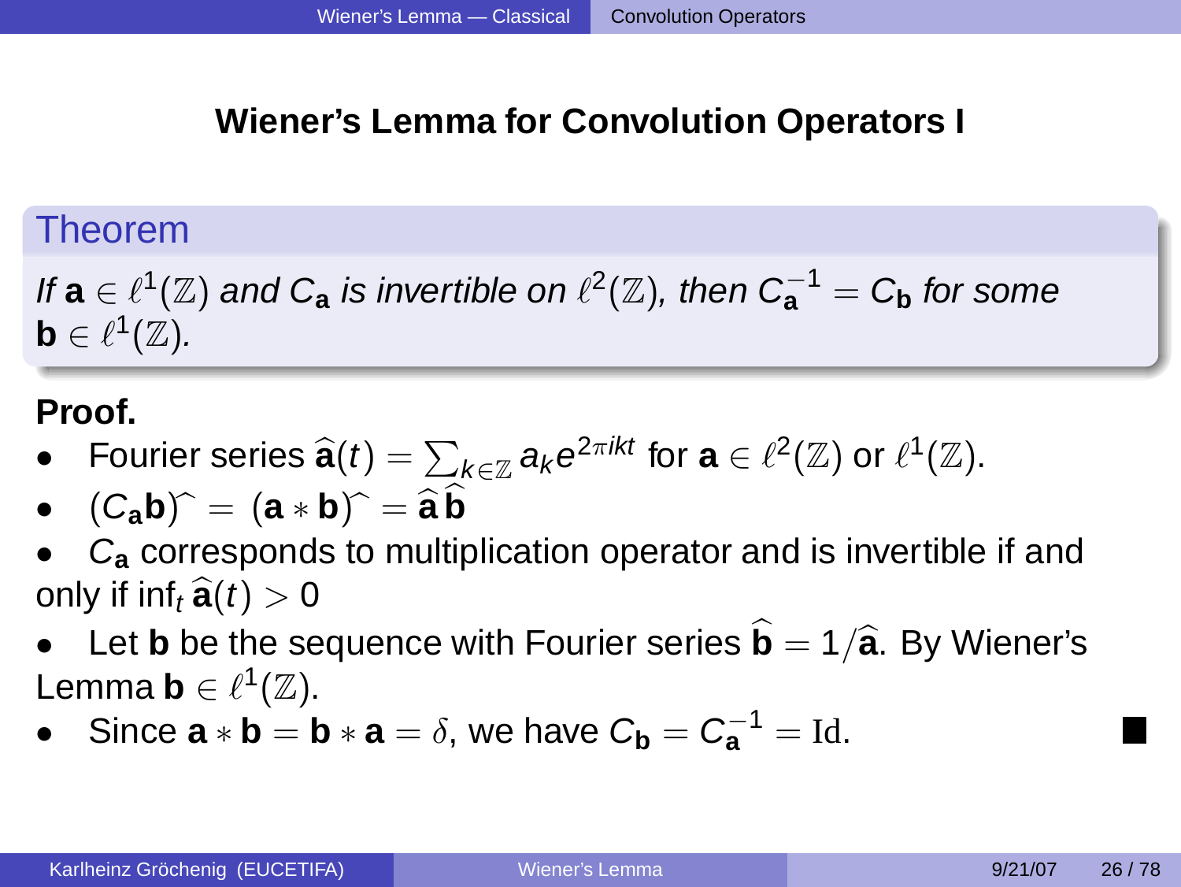## Wiener's Lemma for Convolution Operators I

**Theorem**

*If $\mathbf{a} \in \ell^1(\mathbb{Z})$ and $C_\mathbf{a}$ is invertible on $\ell^2(\mathbb{Z})$, then $C_\mathbf{a}^{-1} = C_\mathbf{b}$ for some $\mathbf{b} \in \ell^1(\mathbb{Z})$.*

**Proof.**

- Fourier series $\widehat{\mathbf{a}}(t) = \sum_{k \in \mathbb{Z}} a_k e^{2\pi i k t}$ for $\mathbf{a} \in \ell^2(\mathbb{Z})$ or $\ell^1(\mathbb{Z})$.
- $(C_\mathbf{a}\mathbf{b})\widehat{} = (\mathbf{a} * \mathbf{b})\widehat{} = \widehat{\mathbf{a}}\,\widehat{\mathbf{b}}$
- $C_\mathbf{a}$ corresponds to multiplication operator and is invertible if and only if $\inf_t \widehat{\mathbf{a}}(t) > 0$
- Let $\mathbf{b}$ be the sequence with Fourier series $\widehat{\mathbf{b}} = 1/\widehat{\mathbf{a}}$. By Wiener's Lemma $\mathbf{b} \in \ell^1(\mathbb{Z})$.
- Since $\mathbf{a} * \mathbf{b} = \mathbf{b} * \mathbf{a} = \delta$, we have $C_\mathbf{b} = C_\mathbf{a}^{-1} = \mathrm{Id}$. ∎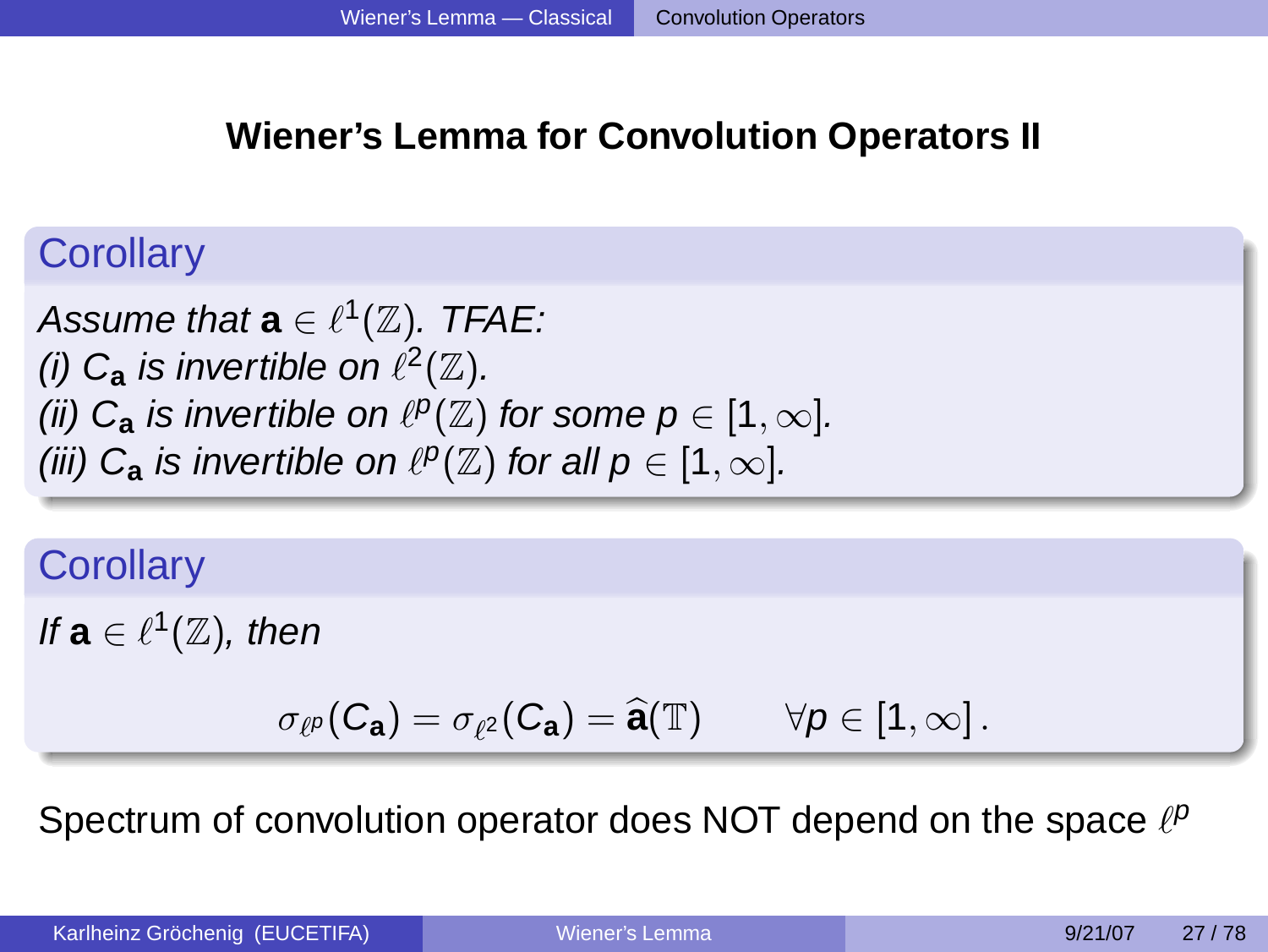# Wiener's Lemma for Convolution Operators II

**Corollary**

*Assume that* $\mathbf{a} \in \ell^1(\mathbb{Z})$. *TFAE:*
*(i)* $C_{\mathbf{a}}$ *is invertible on* $\ell^2(\mathbb{Z})$.
*(ii)* $C_{\mathbf{a}}$ *is invertible on* $\ell^p(\mathbb{Z})$ *for some* $p \in [1, \infty]$.
*(iii)* $C_{\mathbf{a}}$ *is invertible on* $\ell^p(\mathbb{Z})$ *for all* $p \in [1, \infty]$.

**Corollary**

*If* $\mathbf{a} \in \ell^1(\mathbb{Z})$, *then*

$$\sigma_{\ell^p}(C_{\mathbf{a}}) = \sigma_{\ell^2}(C_{\mathbf{a}}) = \widehat{\mathbf{a}}(\mathbb{T}) \qquad \forall p \in [1, \infty] .$$

Spectrum of convolution operator does NOT depend on the space $\ell^p$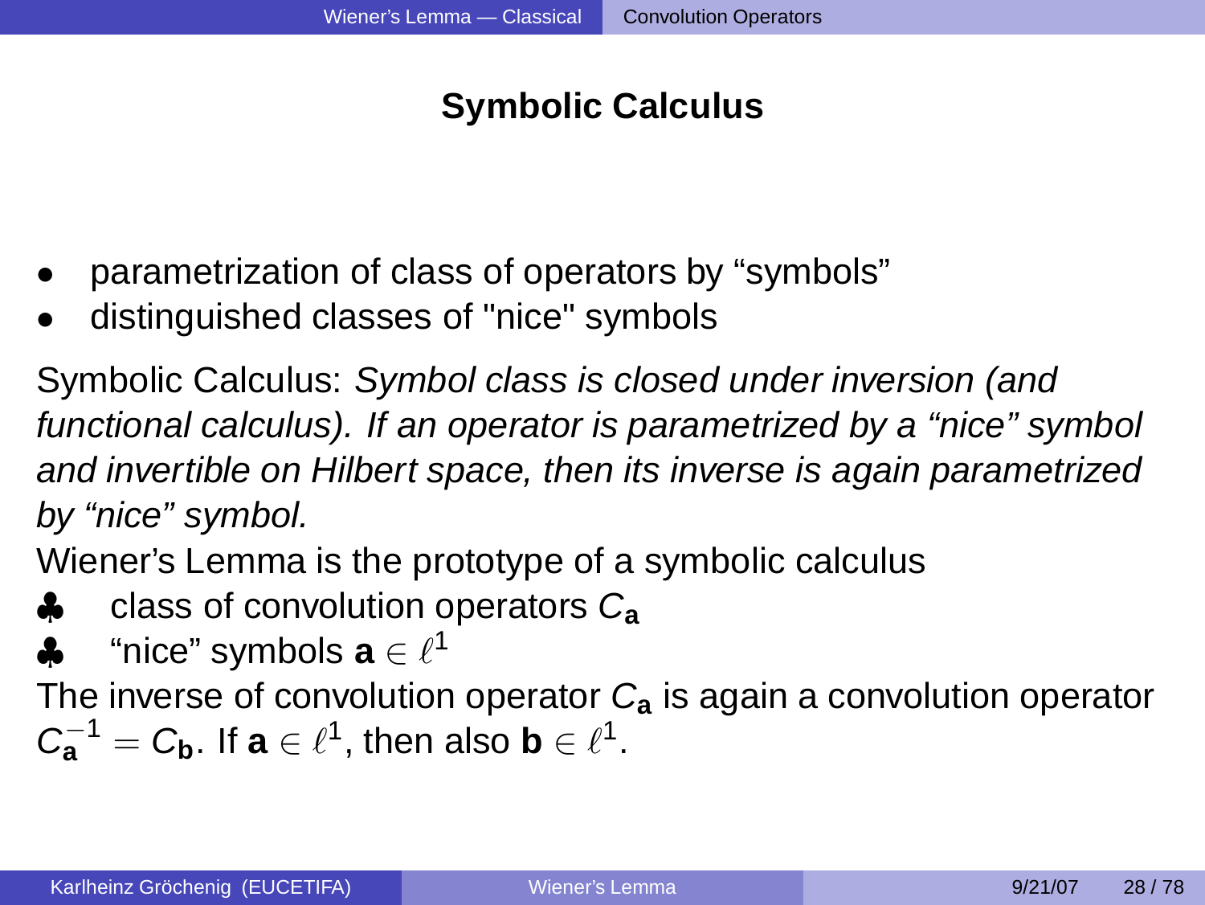## Symbolic Calculus

- parametrization of class of operators by “symbols”
- distinguished classes of "nice" symbols

Symbolic Calculus: *Symbol class is closed under inversion (and functional calculus). If an operator is parametrized by a “nice” symbol and invertible on Hilbert space, then its inverse is again parametrized by “nice” symbol.*

Wiener’s Lemma is the prototype of a symbolic calculus

♣ class of convolution operators $C_{\mathbf{a}}$

♣ “nice” symbols $\mathbf{a} \in \ell^1$

The inverse of convolution operator $C_{\mathbf{a}}$ is again a convolution operator $C_{\mathbf{a}}^{-1} = C_{\mathbf{b}}$. If $\mathbf{a} \in \ell^1$, then also $\mathbf{b} \in \ell^1$.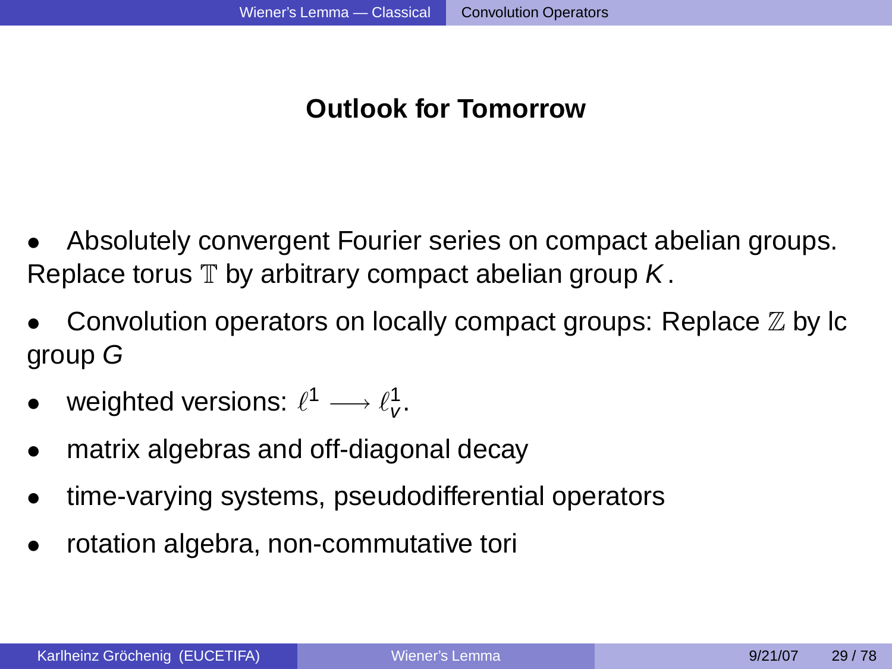## Outlook for Tomorrow

- Absolutely convergent Fourier series on compact abelian groups. Replace torus $\mathbb{T}$ by arbitrary compact abelian group $K$.
- Convolution operators on locally compact groups: Replace $\mathbb{Z}$ by lc group $G$
- weighted versions: $\ell^1 \longrightarrow \ell^1_v$.
- matrix algebras and off-diagonal decay
- time-varying systems, pseudodifferential operators
- rotation algebra, non-commutative tori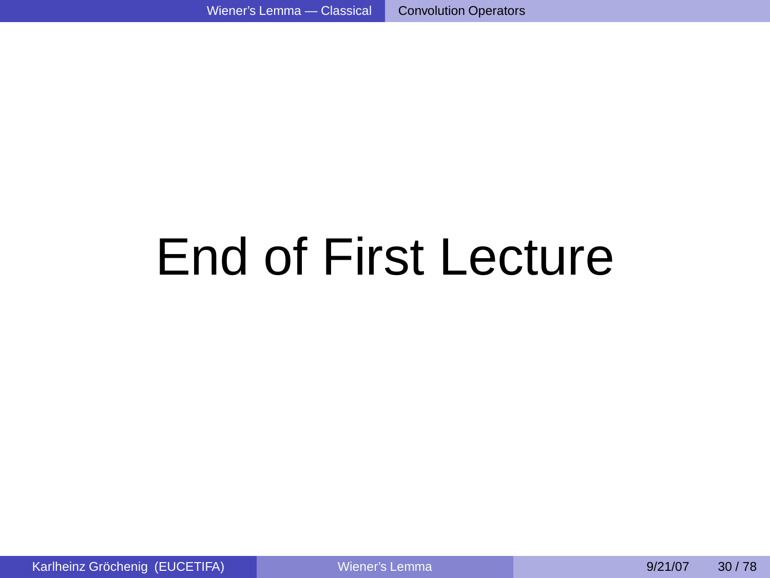# End of First Lecture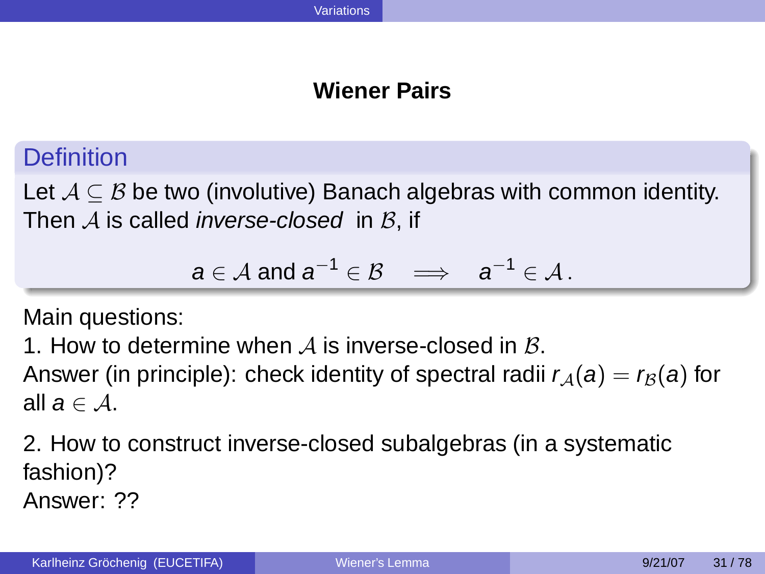## Wiener Pairs

**Definition**

Let $\mathcal{A} \subseteq \mathcal{B}$ be two (involutive) Banach algebras with common identity. Then $\mathcal{A}$ is called *inverse-closed* in $\mathcal{B}$, if

$$a \in \mathcal{A} \text{ and } a^{-1} \in \mathcal{B} \quad \Longrightarrow \quad a^{-1} \in \mathcal{A}\,.$$

Main questions:

1. How to determine when $\mathcal{A}$ is inverse-closed in $\mathcal{B}$.
Answer (in principle): check identity of spectral radii $r_{\mathcal{A}}(a) = r_{\mathcal{B}}(a)$ for all $a \in \mathcal{A}$.

2. How to construct inverse-closed subalgebras (in a systematic fashion)?
Answer: ??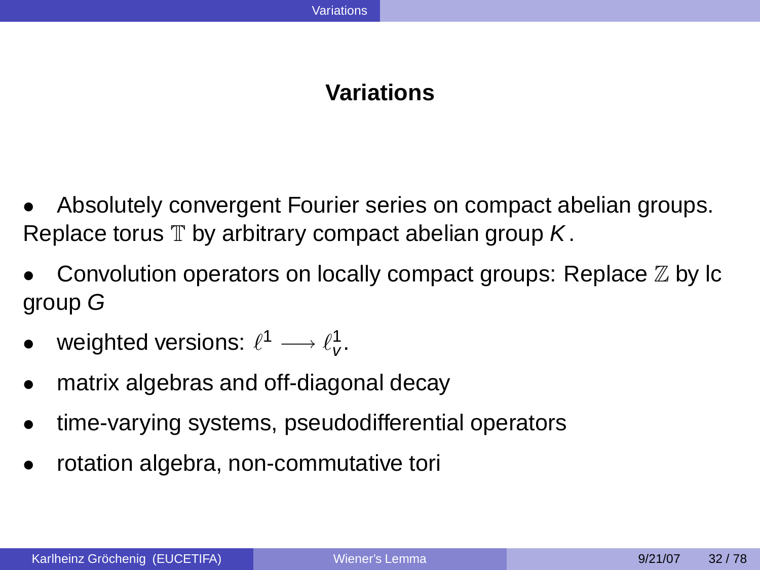# Variations

- Absolutely convergent Fourier series on compact abelian groups. Replace torus $\mathbb{T}$ by arbitrary compact abelian group $K$.
- Convolution operators on locally compact groups: Replace $\mathbb{Z}$ by lc group $G$
- weighted versions: $\ell^1 \longrightarrow \ell^1_v$.
- matrix algebras and off-diagonal decay
- time-varying systems, pseudodifferential operators
- rotation algebra, non-commutative tori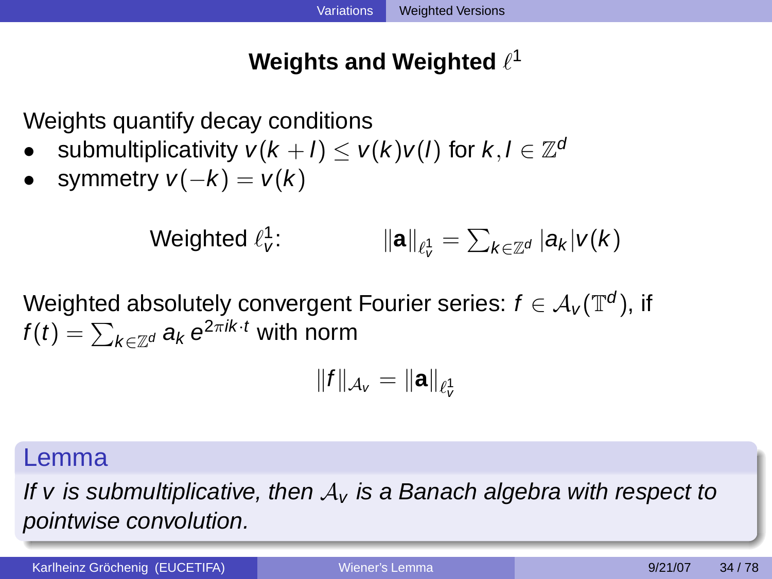# Weights and Weighted $\ell^1$

Weights quantify decay conditions

- submultiplicativity $v(k+l) \leq v(k)v(l)$ for $k, l \in \mathbb{Z}^d$
- symmetry $v(-k) = v(k)$

$$\text{Weighted } \ell^1_v: \qquad \|\mathbf{a}\|_{\ell^1_v} = \sum_{k \in \mathbb{Z}^d} |a_k| v(k)$$

Weighted absolutely convergent Fourier series: $f \in \mathcal{A}_v(\mathbb{T}^d)$, if $f(t) = \sum_{k \in \mathbb{Z}^d} a_k \, e^{2\pi i k \cdot t}$ with norm

$$\|f\|_{\mathcal{A}_v} = \|\mathbf{a}\|_{\ell^1_v}$$

**Lemma**

*If $v$ is submultiplicative, then $\mathcal{A}_v$ is a Banach algebra with respect to pointwise convolution.*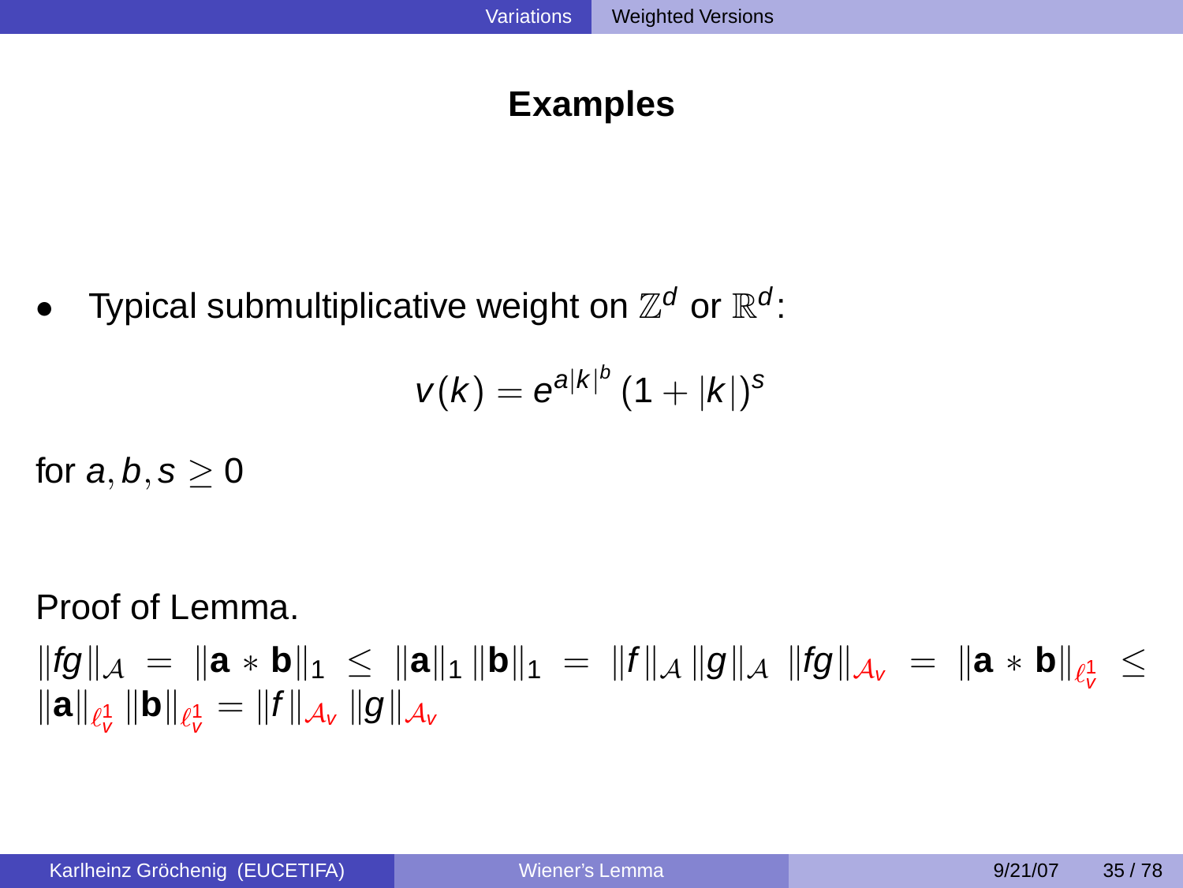# Examples

- Typical submultiplicative weight on $\mathbb{Z}^d$ or $\mathbb{R}^d$:

$$v(k) = e^{a|k|^b} (1 + |k|)^s$$

for $a, b, s \geq 0$

Proof of Lemma.

$\|fg\|_{\mathcal{A}} = \|\mathbf{a} * \mathbf{b}\|_1 \leq \|\mathbf{a}\|_1 \|\mathbf{b}\|_1 = \|f\|_{\mathcal{A}} \|g\|_{\mathcal{A}}$ $\|fg\|_{\mathcal{A}_v} = \|\mathbf{a} * \mathbf{b}\|_{\ell^1_v} \leq \|\mathbf{a}\|_{\ell^1_v} \|\mathbf{b}\|_{\ell^1_v} = \|f\|_{\mathcal{A}_v} \|g\|_{\mathcal{A}_v}$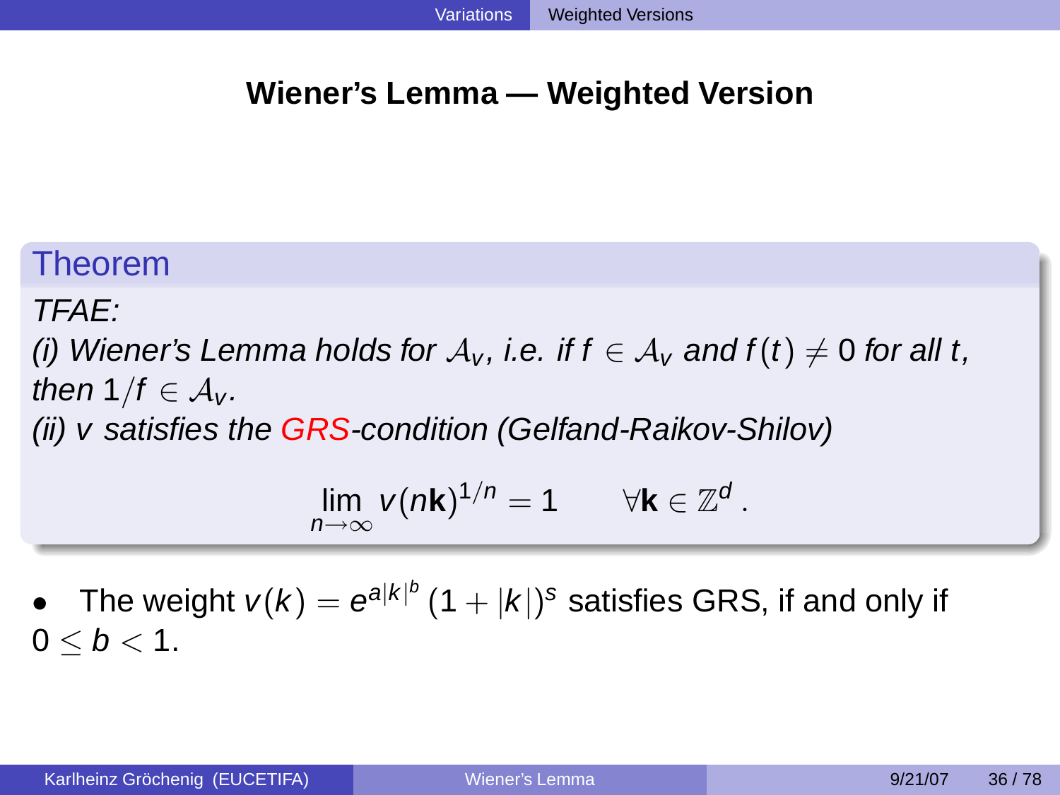## Wiener's Lemma — Weighted Version

**Theorem**

*TFAE:*

*(i) Wiener's Lemma holds for $\mathcal{A}_v$, i.e. if $f \in \mathcal{A}_v$ and $f(t) \neq 0$ for all $t$, then $1/f \in \mathcal{A}_v$.*

*(ii) $v$ satisfies the GRS-condition (Gelfand-Raikov-Shilov)*

$$\lim_{n\to\infty} v(n\mathbf{k})^{1/n} = 1 \qquad \forall \mathbf{k} \in \mathbb{Z}^d \,.$$

- The weight $v(k) = e^{a|k|^b}(1+|k|)^s$ satisfies GRS, if and only if $0 \leq b < 1$.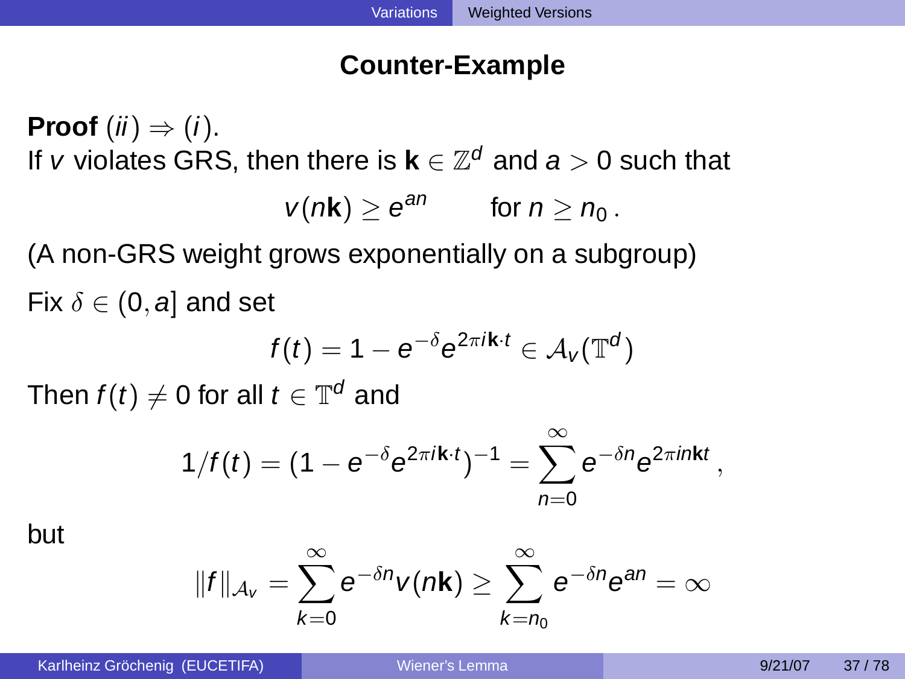## Counter-Example

**Proof** $(ii) \Rightarrow (i)$.
If $v$ violates GRS, then there is $\mathbf{k} \in \mathbb{Z}^d$ and $a > 0$ such that

$$v(n\mathbf{k}) \geq e^{an} \qquad \text{for } n \geq n_0 \,.$$

(A non-GRS weight grows exponentially on a subgroup)

Fix $\delta \in (0, a]$ and set

$$f(t) = 1 - e^{-\delta} e^{2\pi i \mathbf{k} \cdot t} \in \mathcal{A}_v(\mathbb{T}^d)$$

Then $f(t) \neq 0$ for all $t \in \mathbb{T}^d$ and

$$1/f(t) = (1 - e^{-\delta} e^{2\pi i \mathbf{k} \cdot t})^{-1} = \sum_{n=0}^{\infty} e^{-\delta n} e^{2\pi i n \mathbf{k} t} \,,$$

but

$$\|f\|_{\mathcal{A}_v} = \sum_{k=0}^{\infty} e^{-\delta n} v(n\mathbf{k}) \geq \sum_{k=n_0}^{\infty} e^{-\delta n} e^{an} = \infty$$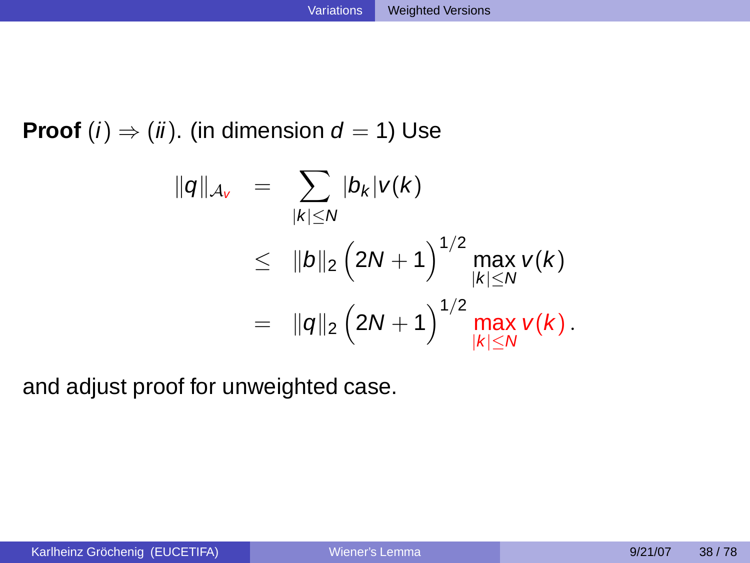**Proof** $(i) \Rightarrow (ii)$. (in dimension $d = 1$) Use

$$
\begin{aligned}
\|q\|_{\mathcal{A}_v} &= \sum_{|k| \leq N} |b_k| v(k) \\
&\leq \|b\|_2 \Big(2N + 1\Big)^{1/2} \max_{|k| \leq N} v(k) \\
&= \|q\|_2 \Big(2N + 1\Big)^{1/2} \max_{|k| \leq N} v(k) \,.
\end{aligned}
$$

and adjust proof for unweighted case.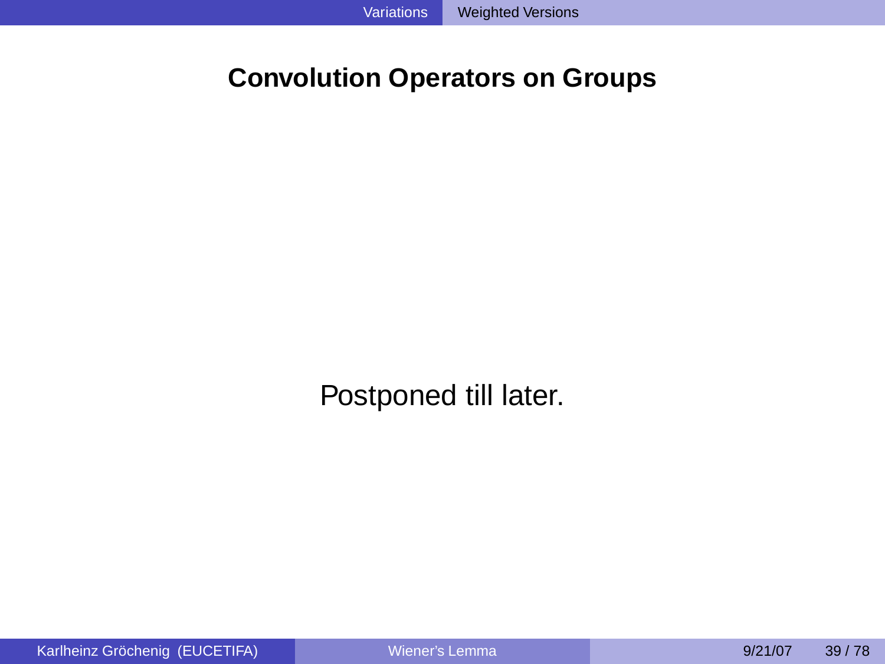## Convolution Operators on Groups

Postponed till later.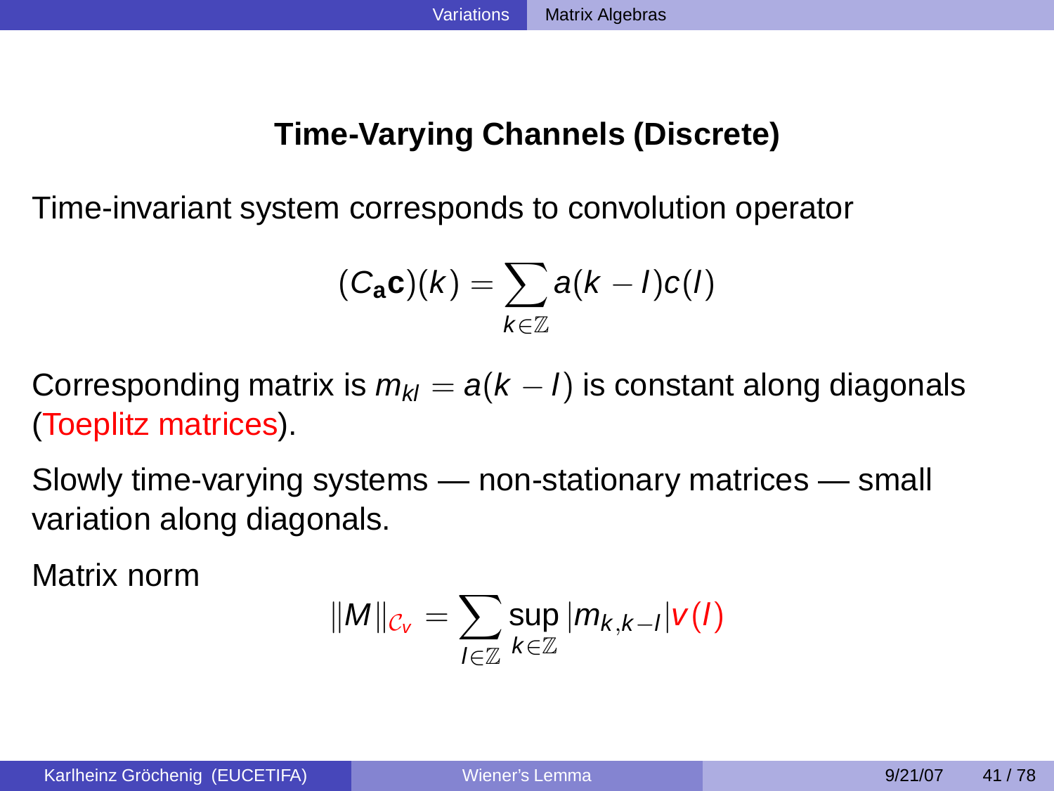## Time-Varying Channels (Discrete)

Time-invariant system corresponds to convolution operator

$$(C_{\mathbf{a}}\mathbf{c})(k) = \sum_{k \in \mathbb{Z}} a(k-l)c(l)$$

Corresponding matrix is $m_{kl} = a(k-l)$ is constant along diagonals (Toeplitz matrices).

Slowly time-varying systems — non-stationary matrices — small variation along diagonals.

Matrix norm

$$\|M\|_{\mathcal{C}_v} = \sum_{l \in \mathbb{Z}} \sup_{k \in \mathbb{Z}} |m_{k,k-l}| v(l)$$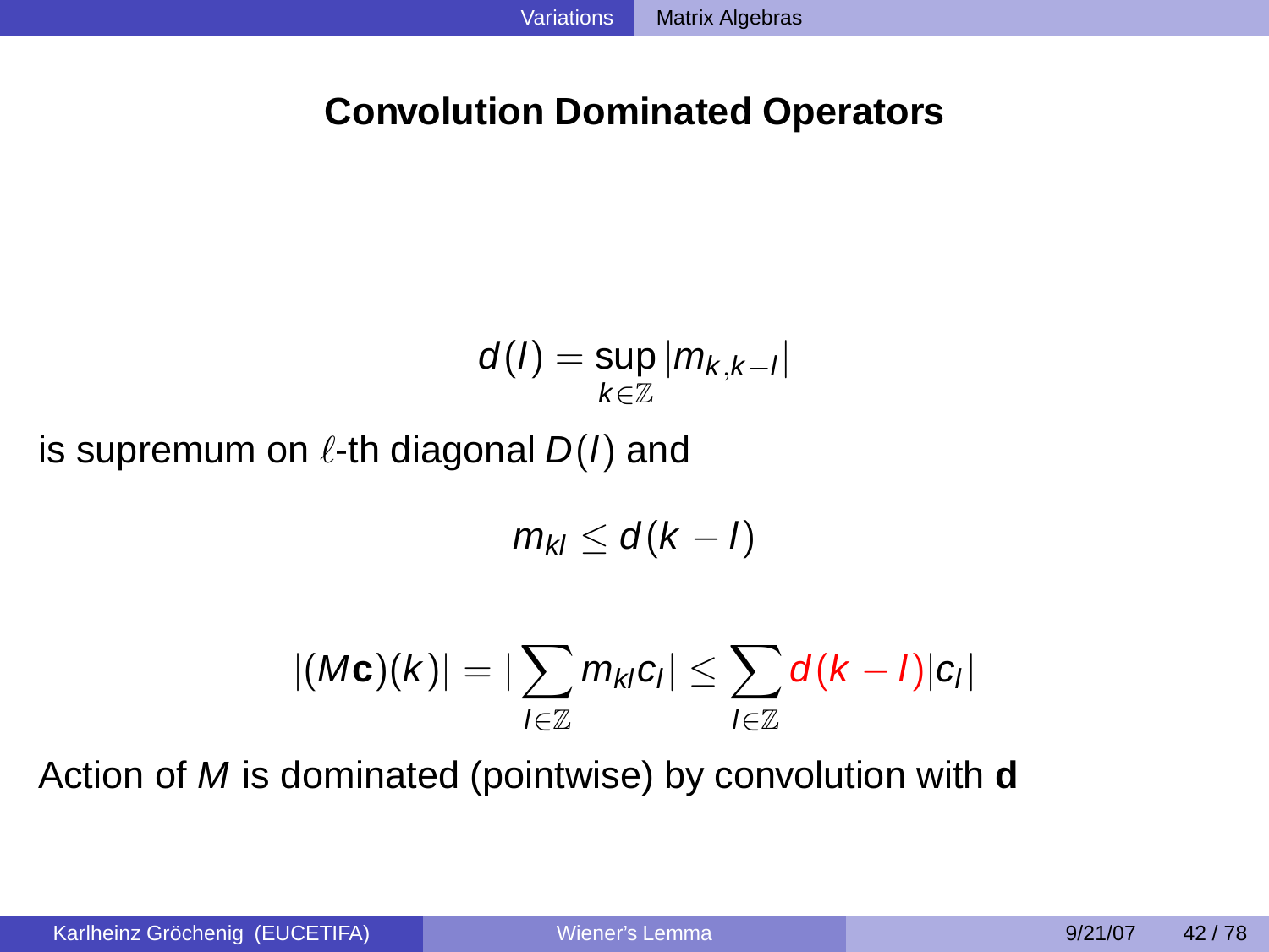## Convolution Dominated Operators

$$d(l) = \sup_{k \in \mathbb{Z}} |m_{k,k-l}|$$

is supremum on $\ell$-th diagonal $D(l)$ and

$$m_{kl} \leq d(k-l)$$

$$|(M\mathbf{c})(k)| = |\sum_{l \in \mathbb{Z}} m_{kl} c_l| \leq \sum_{l \in \mathbb{Z}} d(k-l) |c_l|$$

Action of $M$ is dominated (pointwise) by convolution with $\mathbf{d}$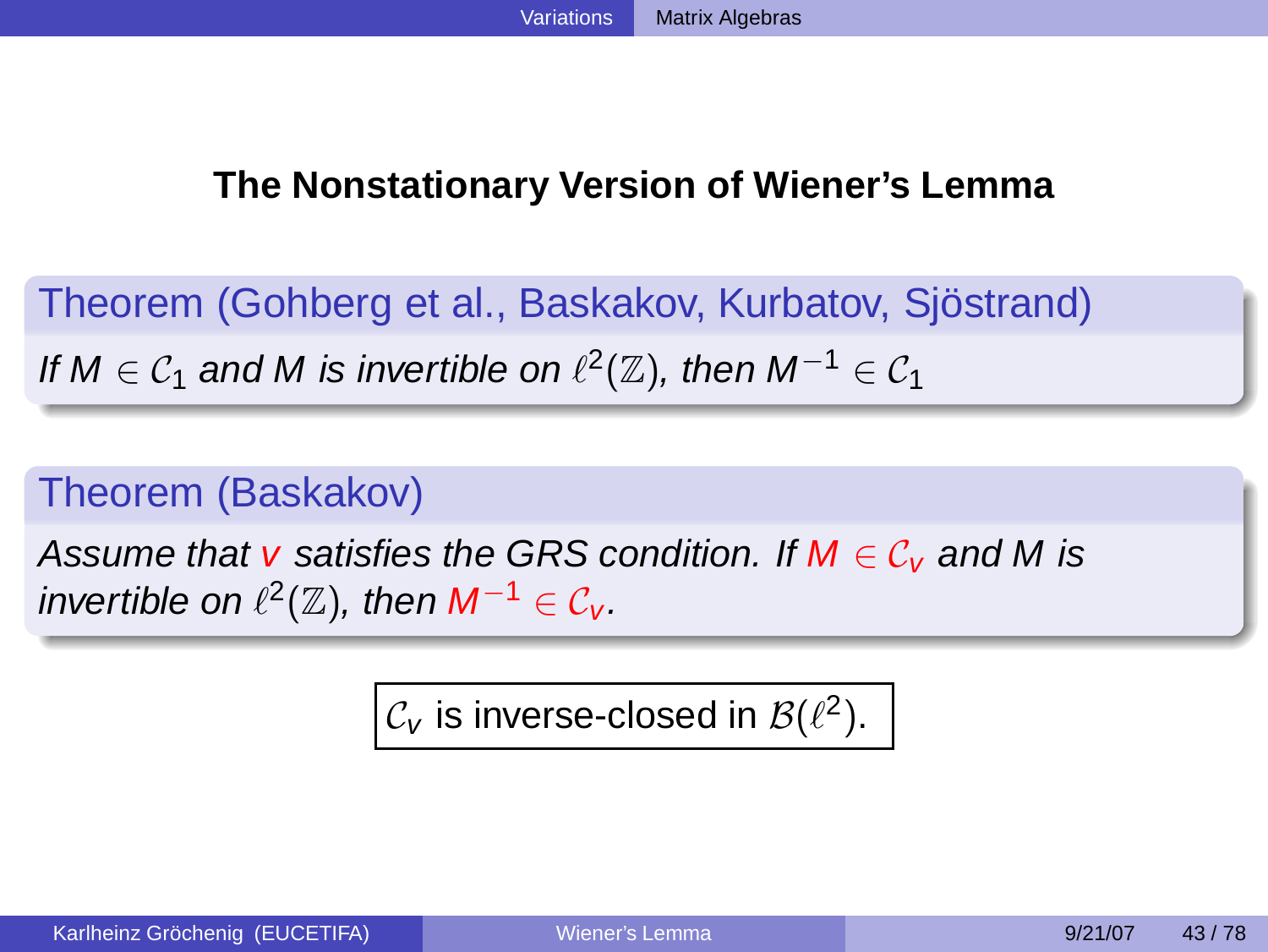## The Nonstationary Version of Wiener's Lemma

**Theorem (Gohberg et al., Baskakov, Kurbatov, Sjöstrand)**

*If $M \in \mathcal{C}_1$ and $M$ is invertible on $\ell^2(\mathbb{Z})$, then $M^{-1} \in \mathcal{C}_1$*

**Theorem (Baskakov)**

*Assume that $v$ satisfies the GRS condition. If $M \in \mathcal{C}_v$ and $M$ is invertible on $\ell^2(\mathbb{Z})$, then $M^{-1} \in \mathcal{C}_v$.*

$\mathcal{C}_v$ is inverse-closed in $\mathcal{B}(\ell^2)$.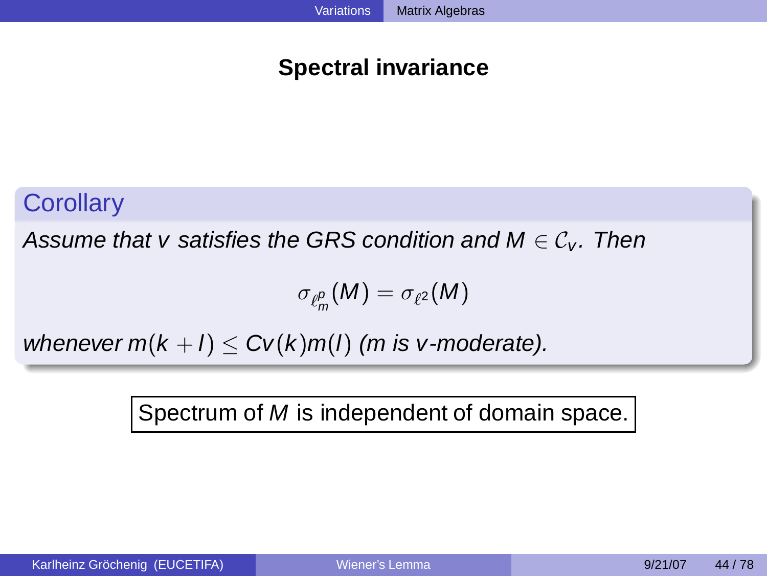## Spectral invariance

**Corollary**

*Assume that $v$ satisfies the GRS condition and $M \in \mathcal{C}_v$. Then*

$$\sigma_{\ell^p_m}(M) = \sigma_{\ell^2}(M)$$

*whenever $m(k + l) \leq Cv(k)m(l)$ ($m$ is $v$-moderate).*

Spectrum of $M$ is independent of domain space.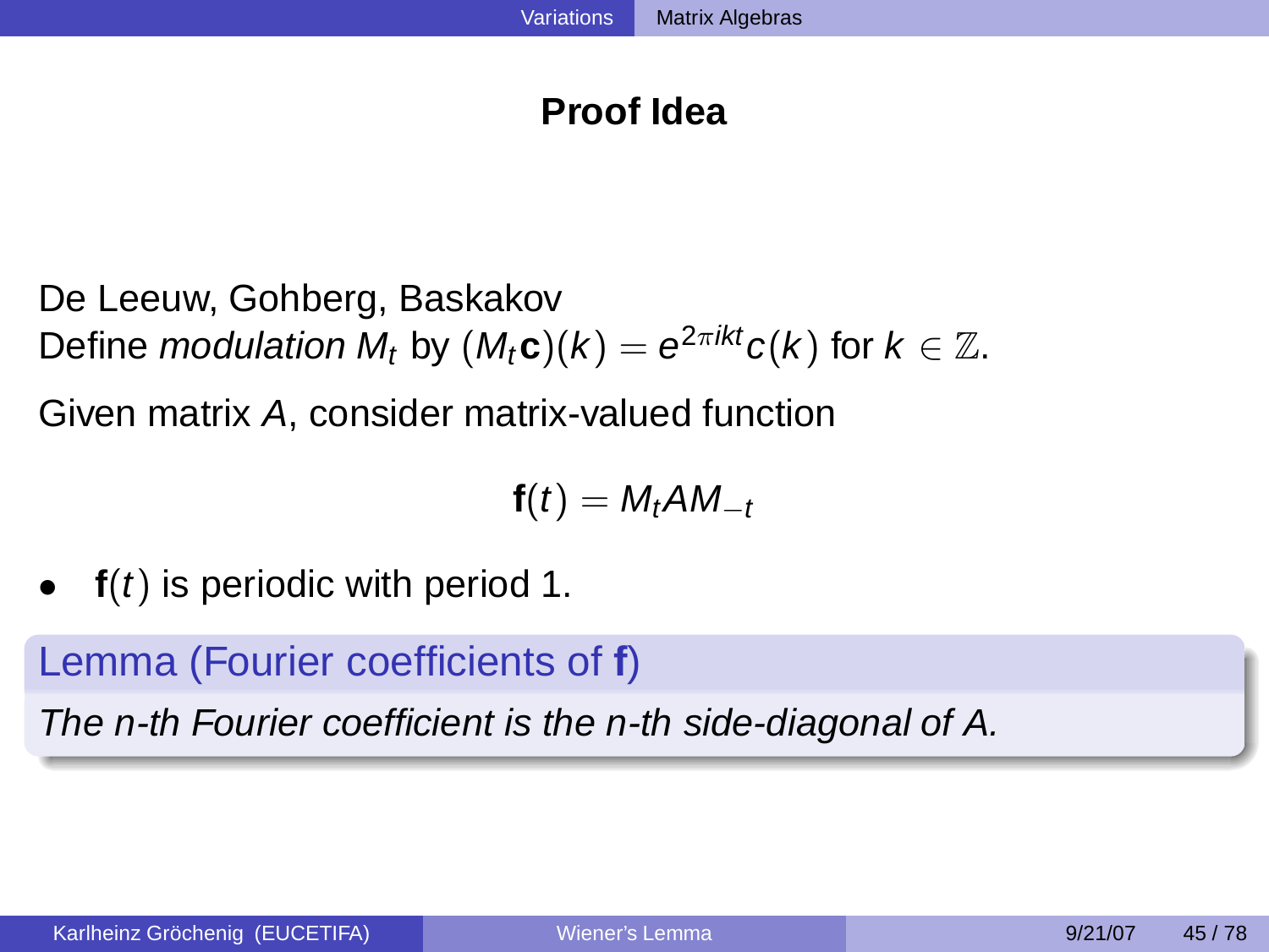## Proof Idea

De Leeuw, Gohberg, Baskakov
Define *modulation* $M_t$ by $(M_t\mathbf{c})(k) = e^{2\pi ikt}c(k)$ for $k \in \mathbb{Z}$.

Given matrix $A$, consider matrix-valued function

$$\mathbf{f}(t) = M_t A M_{-t}$$

- $\mathbf{f}(t)$ is periodic with period 1.

**Lemma (Fourier coefficients of $\mathbf{f}$)**

*The n-th Fourier coefficient is the n-th side-diagonal of A.*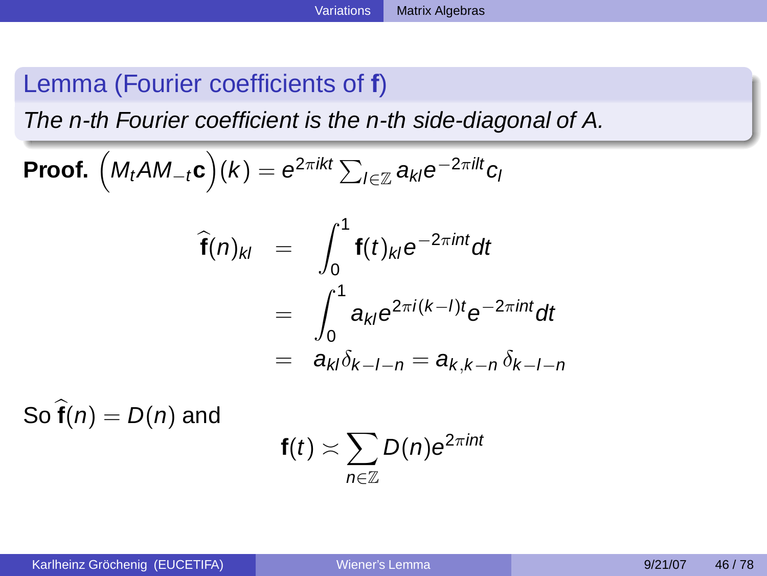## Lemma (Fourier coefficients of $\mathbf{f}$)

*The n-th Fourier coefficient is the n-th side-diagonal of A.*

**Proof.** $\Big(M_t A M_{-t}\mathbf{c}\Big)(k) = e^{2\pi ikt}\sum_{l\in\mathbb{Z}} a_{kl} e^{-2\pi ilt} c_l$

$$
\begin{aligned}
\widehat{\mathbf{f}}(n)_{kl} &= \int_0^1 \mathbf{f}(t)_{kl} e^{-2\pi int} dt \\
&= \int_0^1 a_{kl} e^{2\pi i(k-l)t} e^{-2\pi int} dt \\
&= a_{kl}\delta_{k-l-n} = a_{k,k-n}\,\delta_{k-l-n}
\end{aligned}
$$

So $\widehat{\mathbf{f}}(n) = D(n)$ and

$$
\mathbf{f}(t) \asymp \sum_{n\in\mathbb{Z}} D(n) e^{2\pi int}
$$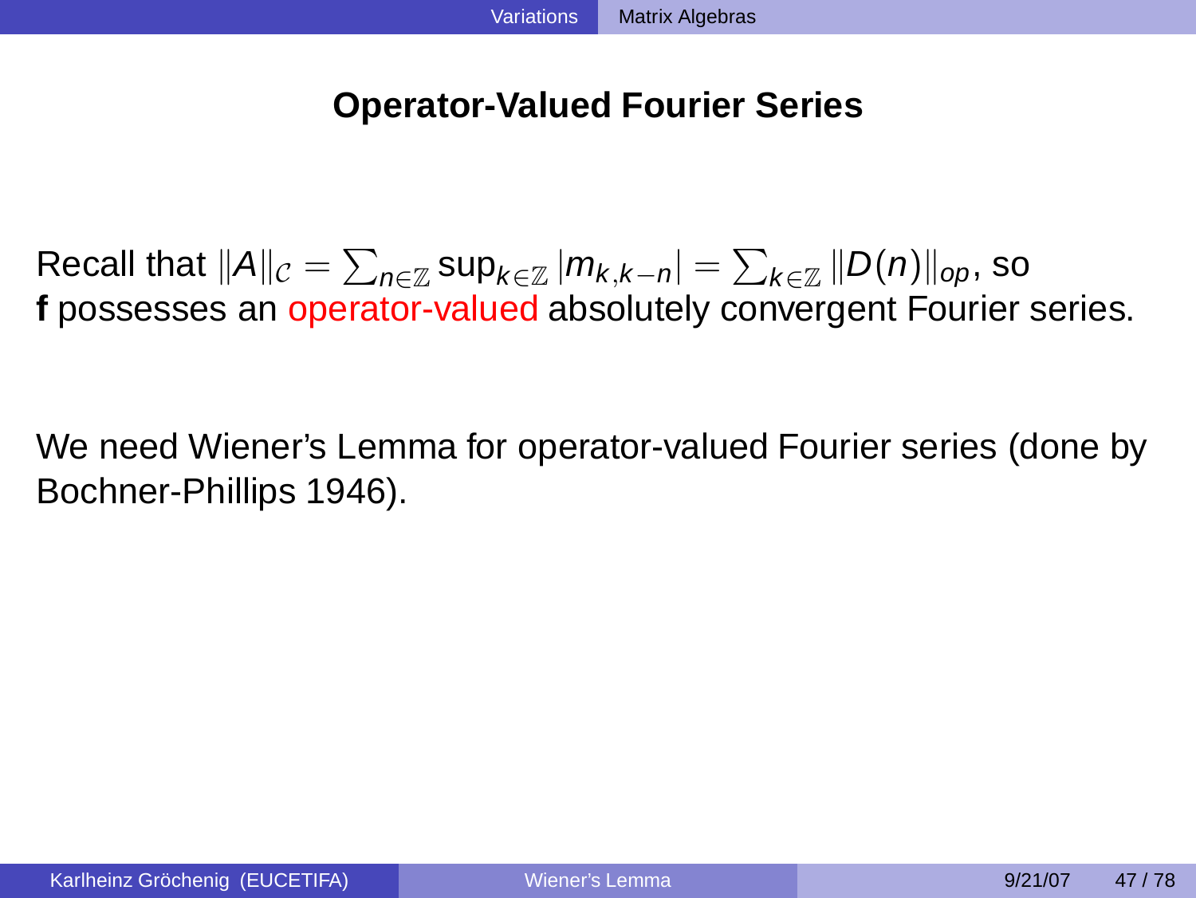## Operator-Valued Fourier Series

Recall that $\|A\|_{\mathcal{C}} = \sum_{n\in\mathbb{Z}} \sup_{k\in\mathbb{Z}} |m_{k,k-n}| = \sum_{k\in\mathbb{Z}} \|D(n)\|_{op}$, so **f** possesses an operator-valued absolutely convergent Fourier series.

We need Wiener's Lemma for operator-valued Fourier series (done by Bochner-Phillips 1946).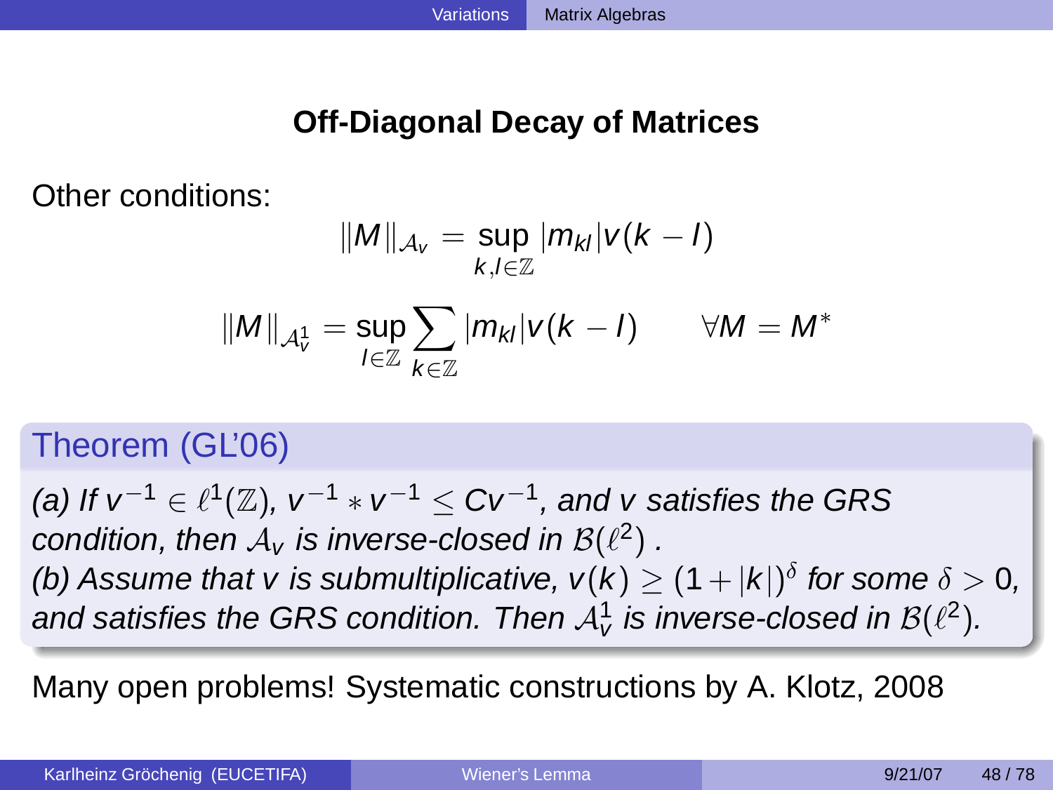## Off-Diagonal Decay of Matrices

Other conditions:

$$\|M\|_{\mathcal{A}_v} = \sup_{k,l \in \mathbb{Z}} |m_{kl}| v(k-l)$$

$$\|M\|_{\mathcal{A}_v^1} = \sup_{l \in \mathbb{Z}} \sum_{k \in \mathbb{Z}} |m_{kl}| v(k-l) \qquad \forall M = M^*$$

**Theorem (GL'06)**

*(a) If $v^{-1} \in \ell^1(\mathbb{Z})$, $v^{-1} * v^{-1} \leq C v^{-1}$, and $v$ satisfies the GRS condition, then $\mathcal{A}_v$ is inverse-closed in $\mathcal{B}(\ell^2)$ .*
*(b) Assume that $v$ is submultiplicative, $v(k) \geq (1+|k|)^\delta$ for some $\delta > 0$, and satisfies the GRS condition. Then $\mathcal{A}_v^1$ is inverse-closed in $\mathcal{B}(\ell^2)$.*

Many open problems! Systematic constructions by A. Klotz, 2008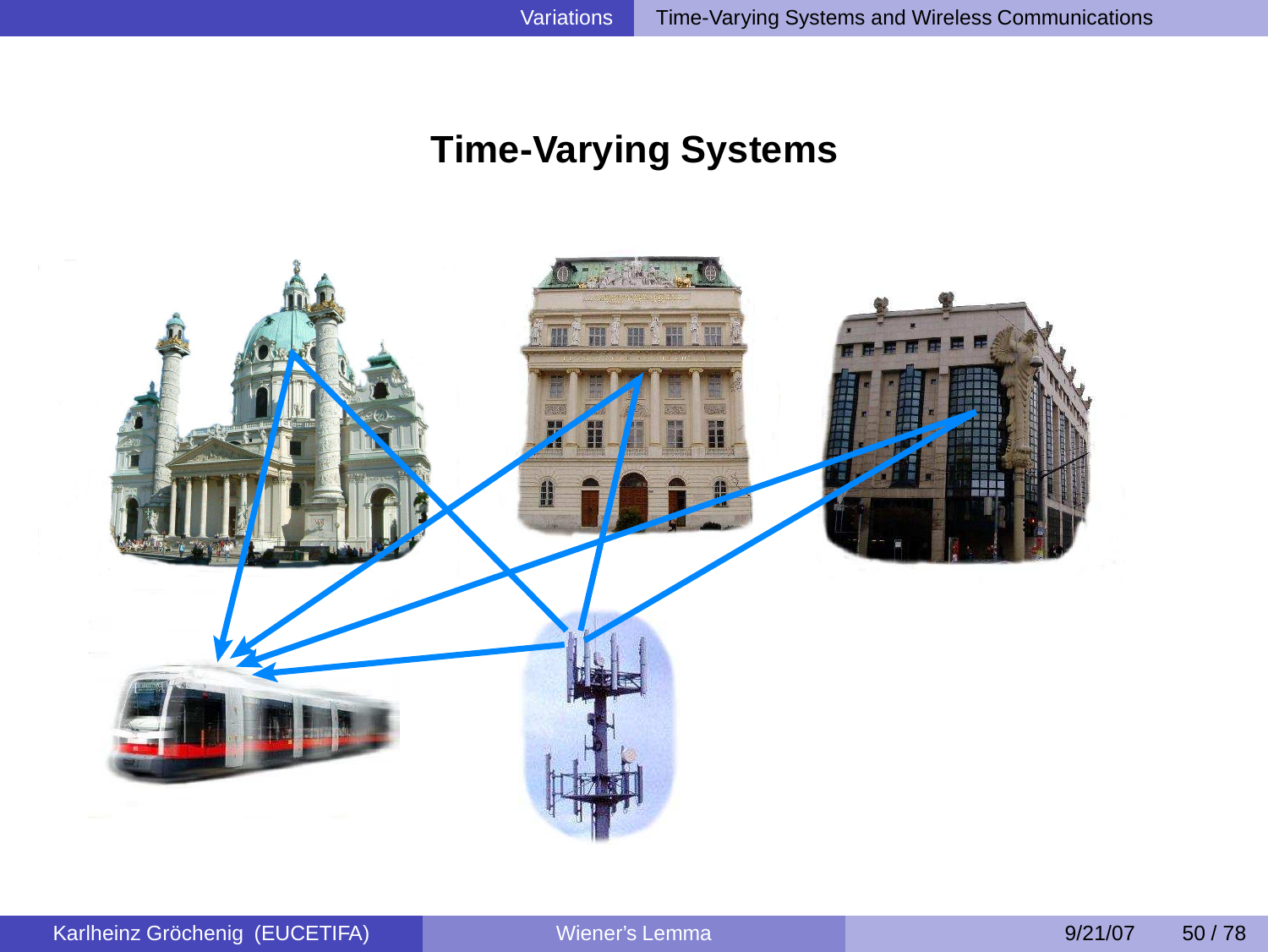## Time-Varying Systems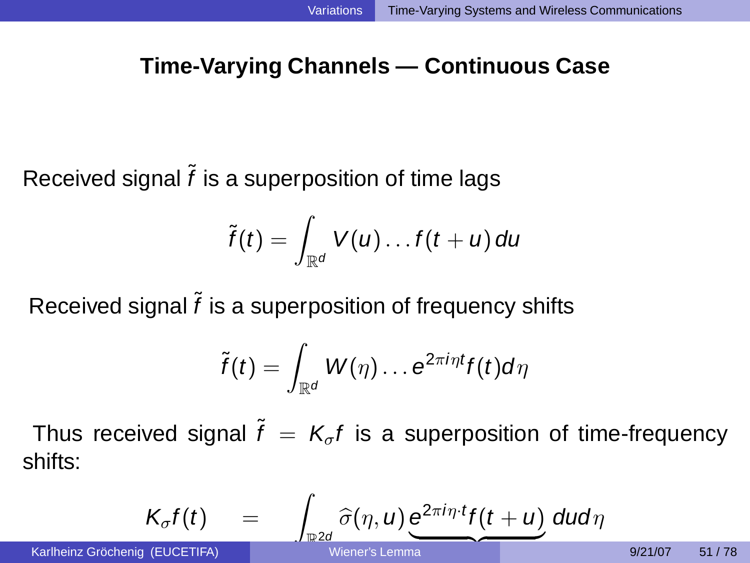## Time-Varying Channels — Continuous Case

Received signal $\tilde{f}$ is a superposition of time lags

$$\tilde{f}(t) = \int_{\mathbb{R}^d} V(u) \dots f(t+u)\, du$$

Received signal $\tilde{f}$ is a superposition of frequency shifts

$$\tilde{f}(t) = \int_{\mathbb{R}^d} W(\eta) \dots e^{2\pi i \eta t} f(t) d\eta$$

Thus received signal $\tilde{f} = K_\sigma f$ is a superposition of time-frequency shifts:

$$K_\sigma f(t) \quad = \quad \int_{\mathbb{R}^{2d}} \widehat{\sigma}(\eta, u) \underbrace{e^{2\pi i \eta \cdot t} f(t+u)}\, du d\eta$$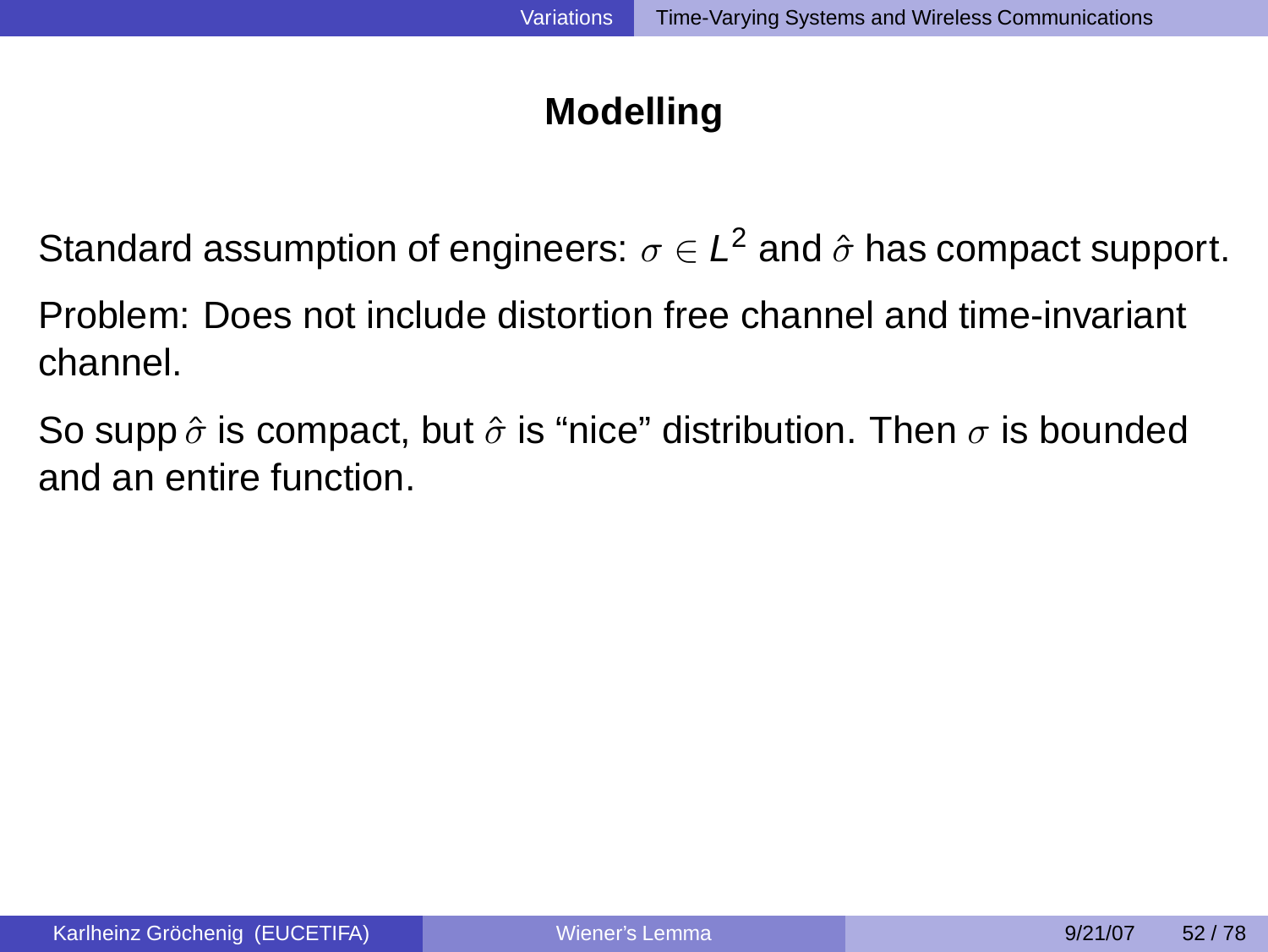## Modelling

Standard assumption of engineers: $\sigma \in L^2$ and $\hat{\sigma}$ has compact support.

Problem: Does not include distortion free channel and time-invariant channel.

So $\operatorname{supp} \hat{\sigma}$ is compact, but $\hat{\sigma}$ is "nice" distribution. Then $\sigma$ is bounded and an entire function.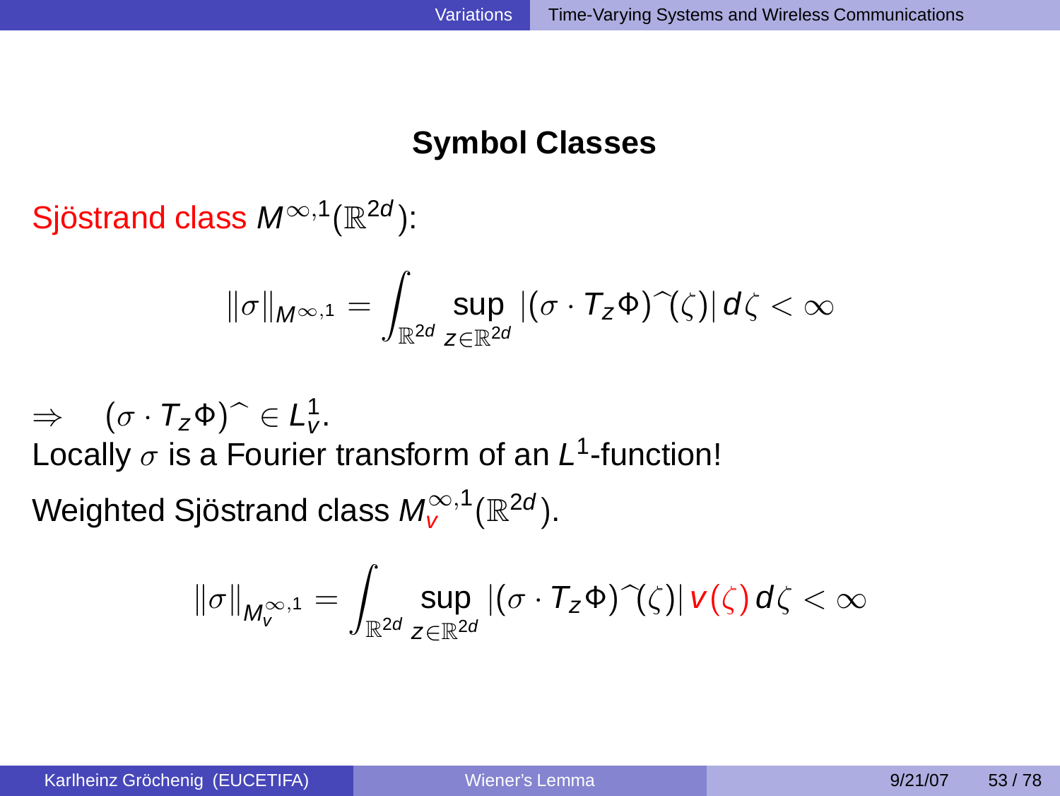## Symbol Classes

Sjöstrand class $M^{\infty,1}(\mathbb{R}^{2d})$:

$$\|\sigma\|_{M^{\infty,1}} = \int_{\mathbb{R}^{2d}} \sup_{z\in\mathbb{R}^{2d}} |(\sigma \cdot T_z\Phi)\widehat{\ }(\zeta)|\, d\zeta < \infty$$

$\Rightarrow \quad (\sigma \cdot T_z\Phi)\widehat{\ } \in L^1_v$.

Locally $\sigma$ is a Fourier transform of an $L^1$-function!

Weighted Sjöstrand class $M^{\infty,1}_v(\mathbb{R}^{2d})$.

$$\|\sigma\|_{M^{\infty,1}_v} = \int_{\mathbb{R}^{2d}} \sup_{z\in\mathbb{R}^{2d}} |(\sigma \cdot T_z\Phi)\widehat{\ }(\zeta)|\, v(\zeta)\, d\zeta < \infty$$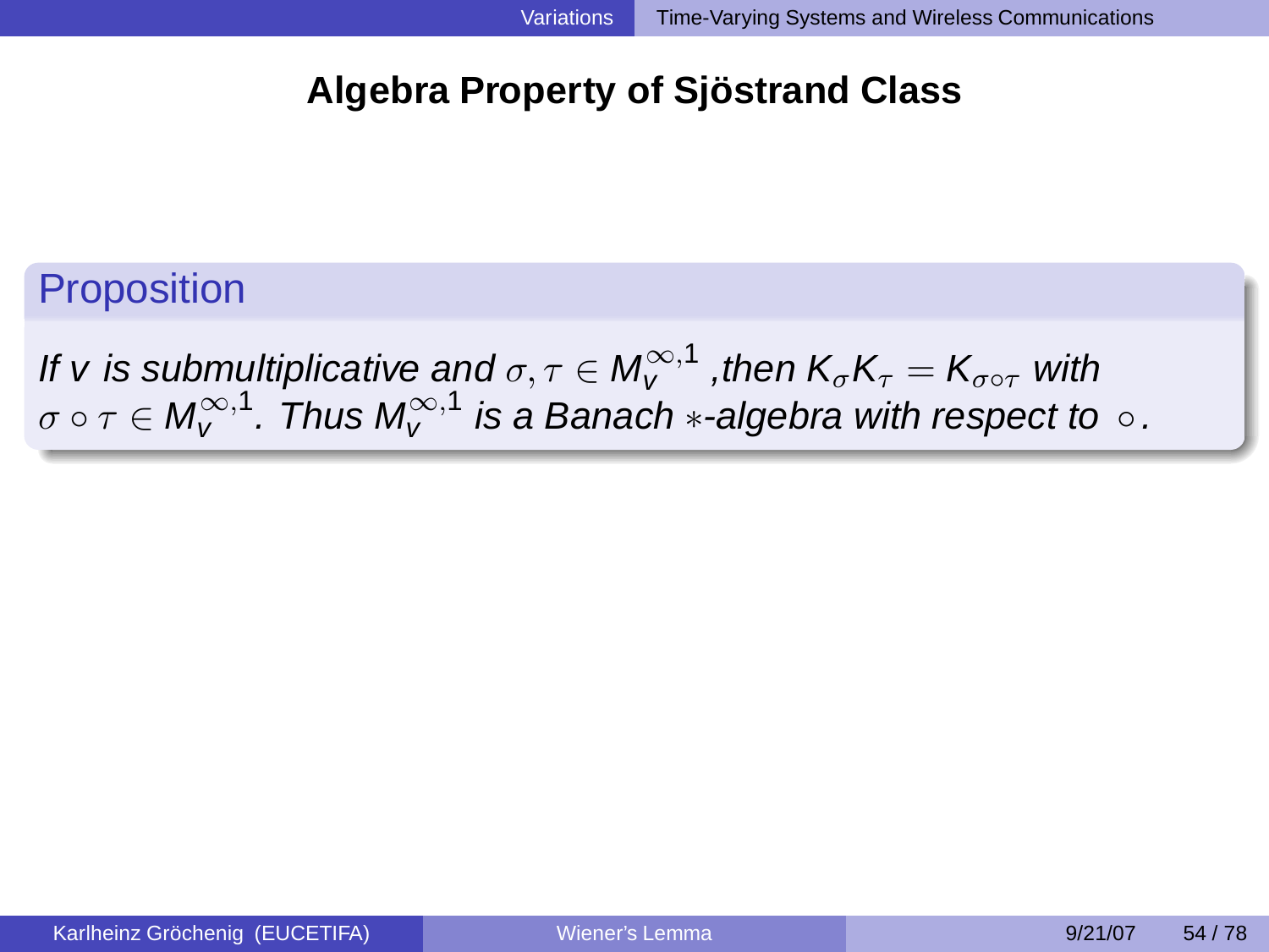## Algebra Property of Sjöstrand Class

**Proposition**

*If $v$ is submultiplicative and $\sigma, \tau \in M_v^{\infty,1}$ ,then $K_\sigma K_\tau = K_{\sigma \circ \tau}$ with $\sigma \circ \tau \in M_v^{\infty,1}$. Thus $M_v^{\infty,1}$ is a Banach $*$-algebra with respect to $\circ$.*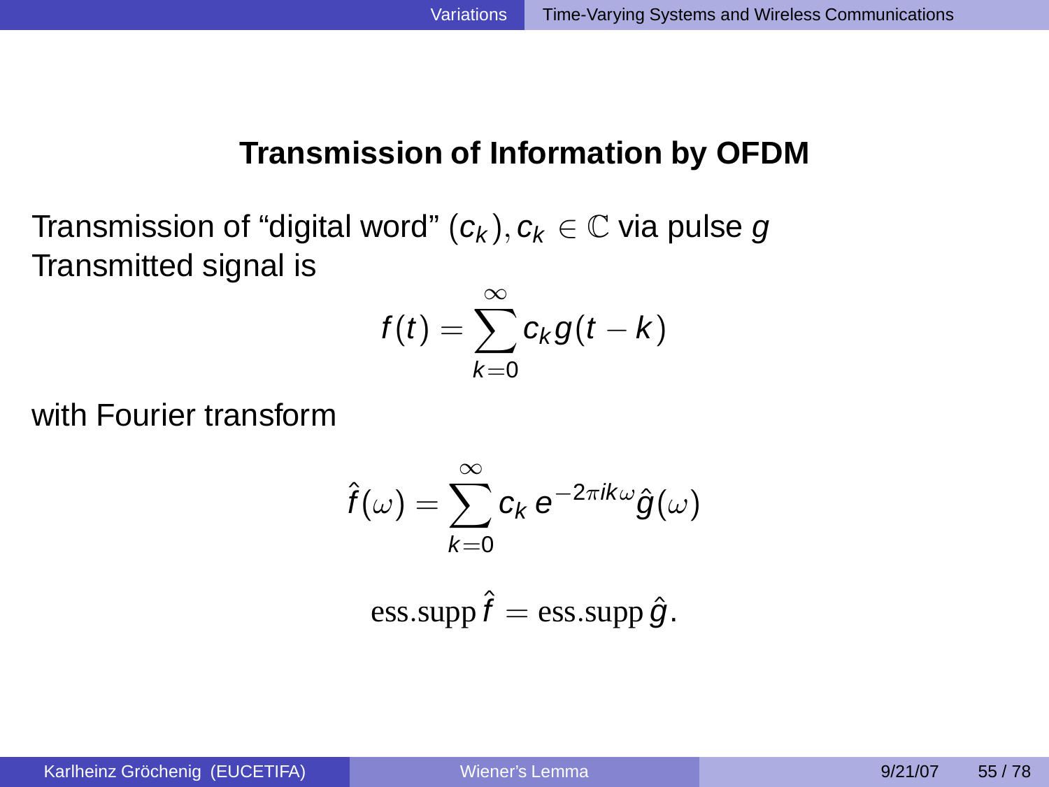## Transmission of Information by OFDM

Transmission of “digital word” $(c_k), c_k \in \mathbb{C}$ via pulse $g$
Transmitted signal is

$$f(t) = \sum_{k=0}^{\infty} c_k g(t-k)$$

with Fourier transform

$$\hat{f}(\omega) = \sum_{k=0}^{\infty} c_k \, e^{-2\pi i k\omega} \hat{g}(\omega)$$

$$\text{ess.supp}\, \hat{f} = \text{ess.supp}\, \hat{g}.$$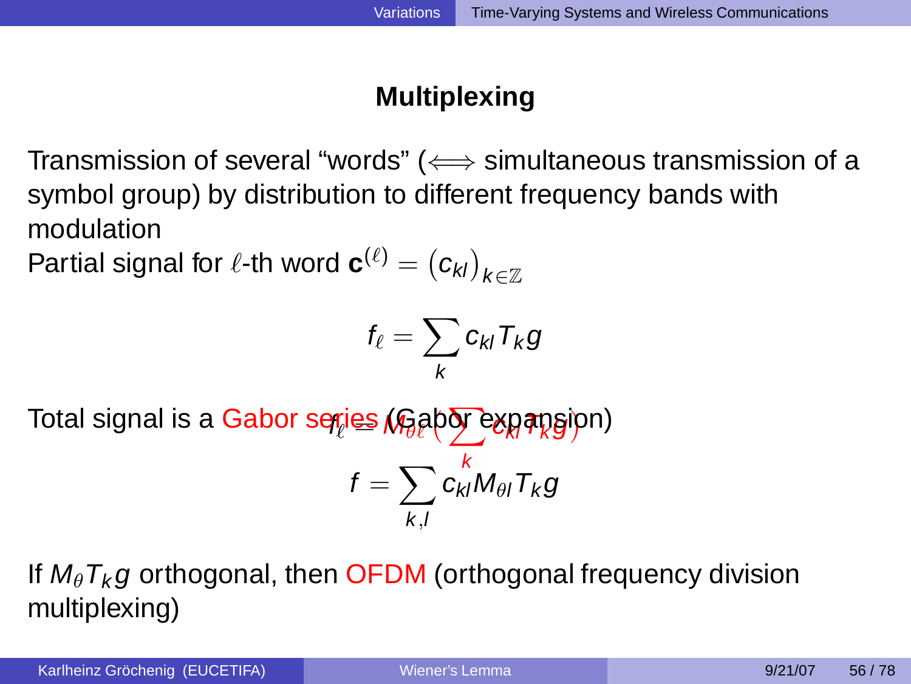## Multiplexing

Transmission of several "words" ($\Longleftrightarrow$ simultaneous transmission of a symbol group) by distribution to different frequency bands with modulation

Partial signal for $\ell$-th word $\mathbf{c}^{(\ell)} = (c_{kl})_{k \in \mathbb{Z}}$

$$f_\ell = \sum_k c_{kl} T_k g$$

Total signal is a Gabor series (Gabor expansion)

$$f_\ell = M_{\theta\ell}\Big(\sum_k c_{kl} T_k g\Big)$$

$$f = \sum_{k,l} c_{kl} M_{\theta l} T_k g$$

If $M_\theta T_k g$ orthogonal, then OFDM (orthogonal frequency division multiplexing)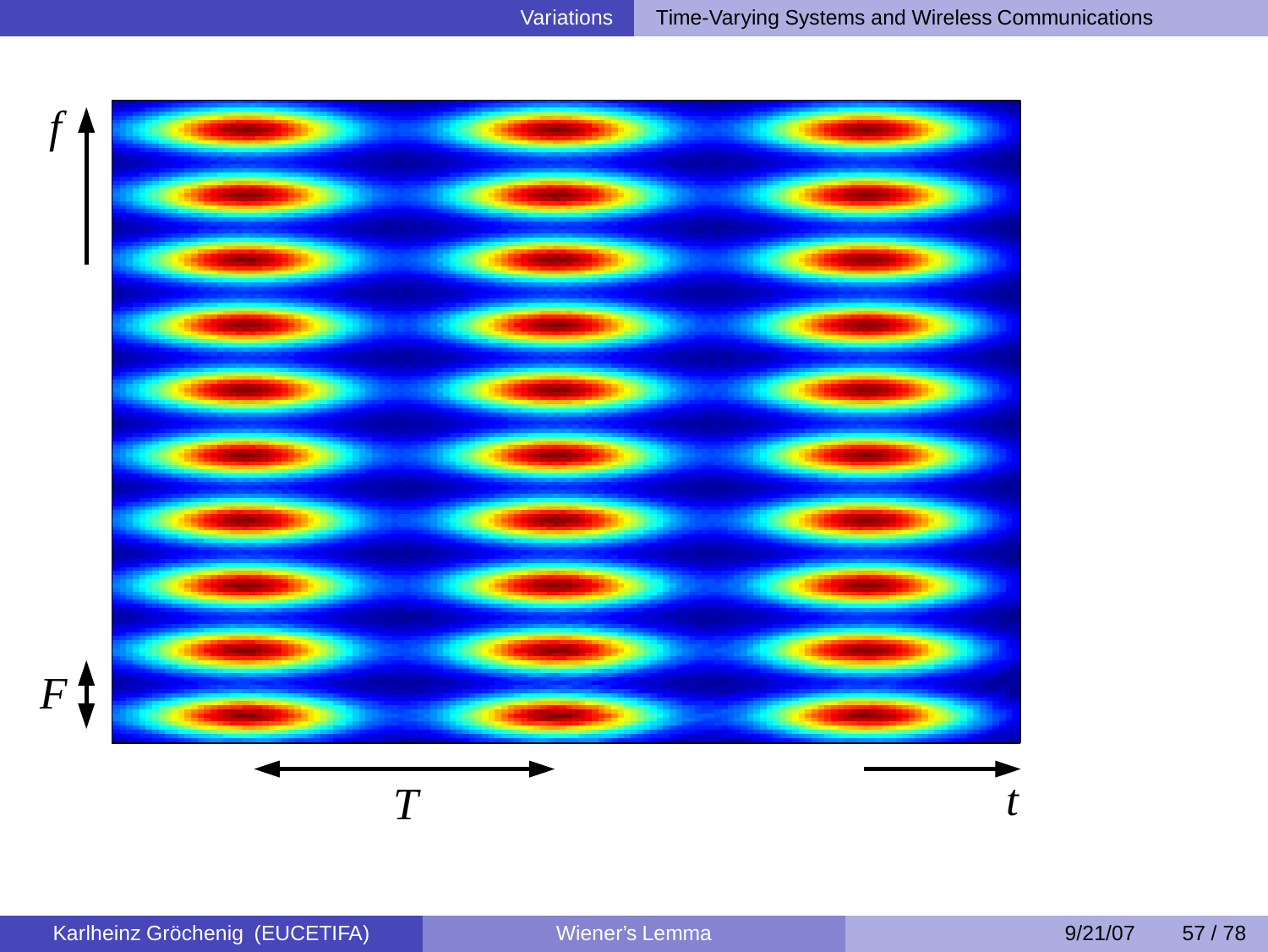$f$

$F$

$T$

$t$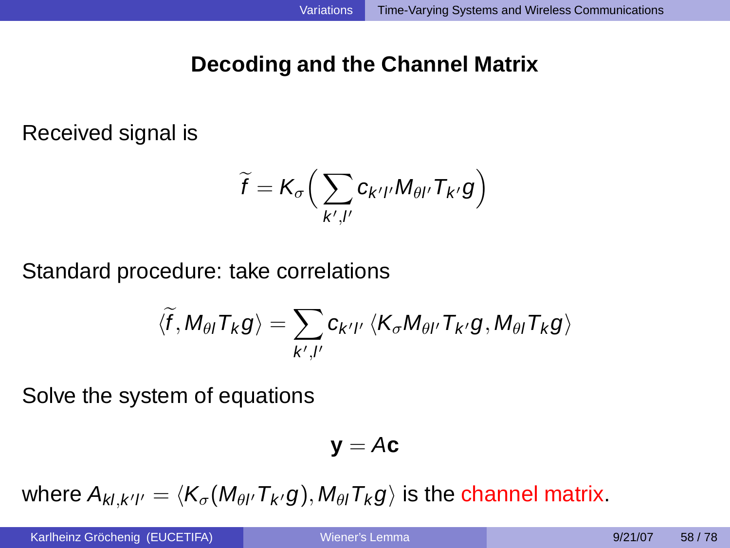## Decoding and the Channel Matrix

Received signal is

$$\widetilde{f} = K_\sigma \Big( \sum_{k',l'} c_{k'l'} M_{\theta l'} T_{k'} g \Big)$$

Standard procedure: take correlations

$$\langle \widetilde{f}, M_{\theta l} T_k g \rangle = \sum_{k',l'} c_{k'l'} \, \langle K_\sigma M_{\theta l'} T_{k'} g, M_{\theta l} T_k g \rangle$$

Solve the system of equations

$$\mathbf{y} = A\mathbf{c}$$

where $A_{kl,k'l'} = \langle K_\sigma (M_{\theta l'} T_{k'} g), M_{\theta l} T_k g \rangle$ is the channel matrix.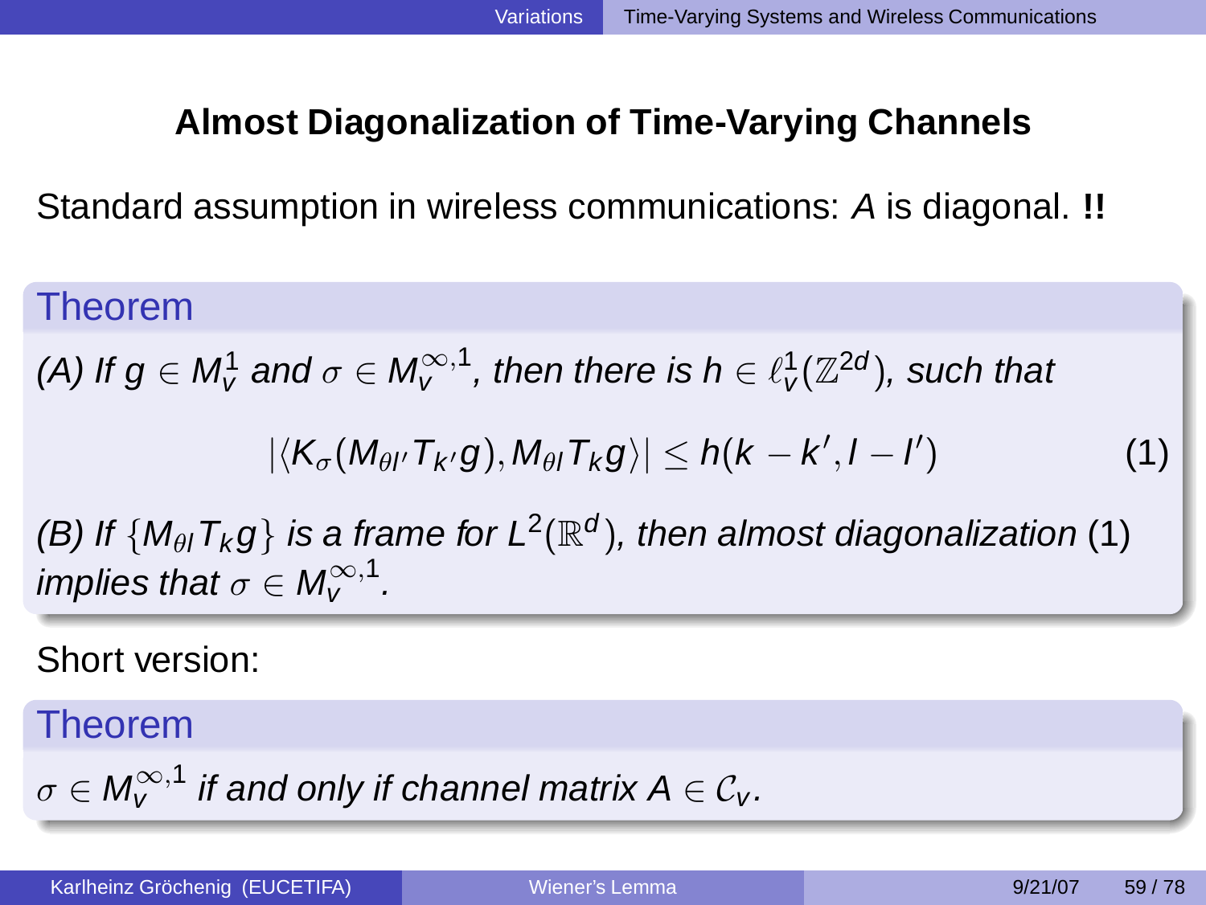# Almost Diagonalization of Time-Varying Channels

Standard assumption in wireless communications: $A$ is diagonal. **!!**

**Theorem**

*(A) If $g \in M^1_v$ and $\sigma \in M^{\infty,1}_v$, then there is $h \in \ell^1_v(\mathbb{Z}^{2d})$, such that*

$$|\langle K_\sigma(M_{\theta l'} T_{k'} g), M_{\theta l} T_k g \rangle| \leq h(k - k', l - l') \tag{1}$$

*(B) If $\{M_{\theta l} T_k g\}$ is a frame for $L^2(\mathbb{R}^d)$, then almost diagonalization* (1) *implies that $\sigma \in M^{\infty,1}_v$.*

Short version:

**Theorem**

*$\sigma \in M^{\infty,1}_v$ if and only if channel matrix $A \in \mathcal{C}_v$.*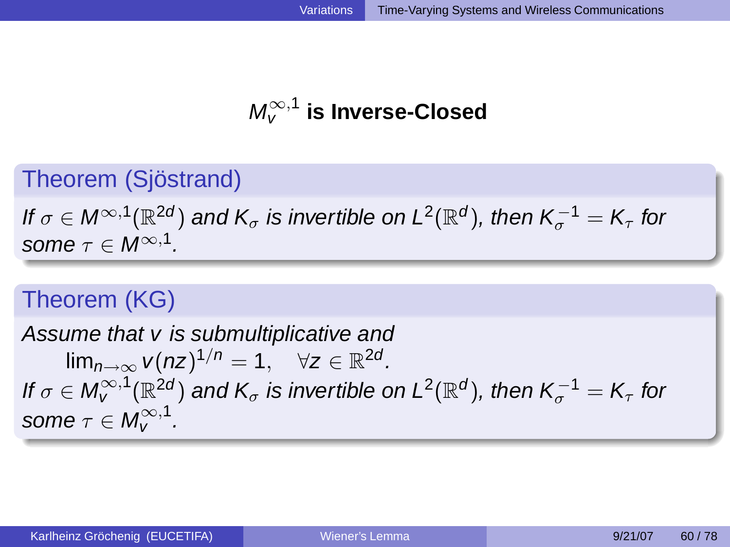# $M_v^{\infty,1}$ is Inverse-Closed

**Theorem (Sjöstrand)**

*If $\sigma \in M^{\infty,1}(\mathbb{R}^{2d})$ and $K_\sigma$ is invertible on $L^2(\mathbb{R}^d)$, then $K_\sigma^{-1} = K_\tau$ for some $\tau \in M^{\infty,1}$.*

**Theorem (KG)**

*Assume that $v$ is submultiplicative and*

$$\lim_{n\to\infty} v(nz)^{1/n} = 1, \quad \forall z \in \mathbb{R}^{2d}.$$

*If $\sigma \in M_v^{\infty,1}(\mathbb{R}^{2d})$ and $K_\sigma$ is invertible on $L^2(\mathbb{R}^d)$, then $K_\sigma^{-1} = K_\tau$ for some $\tau \in M_v^{\infty,1}$.*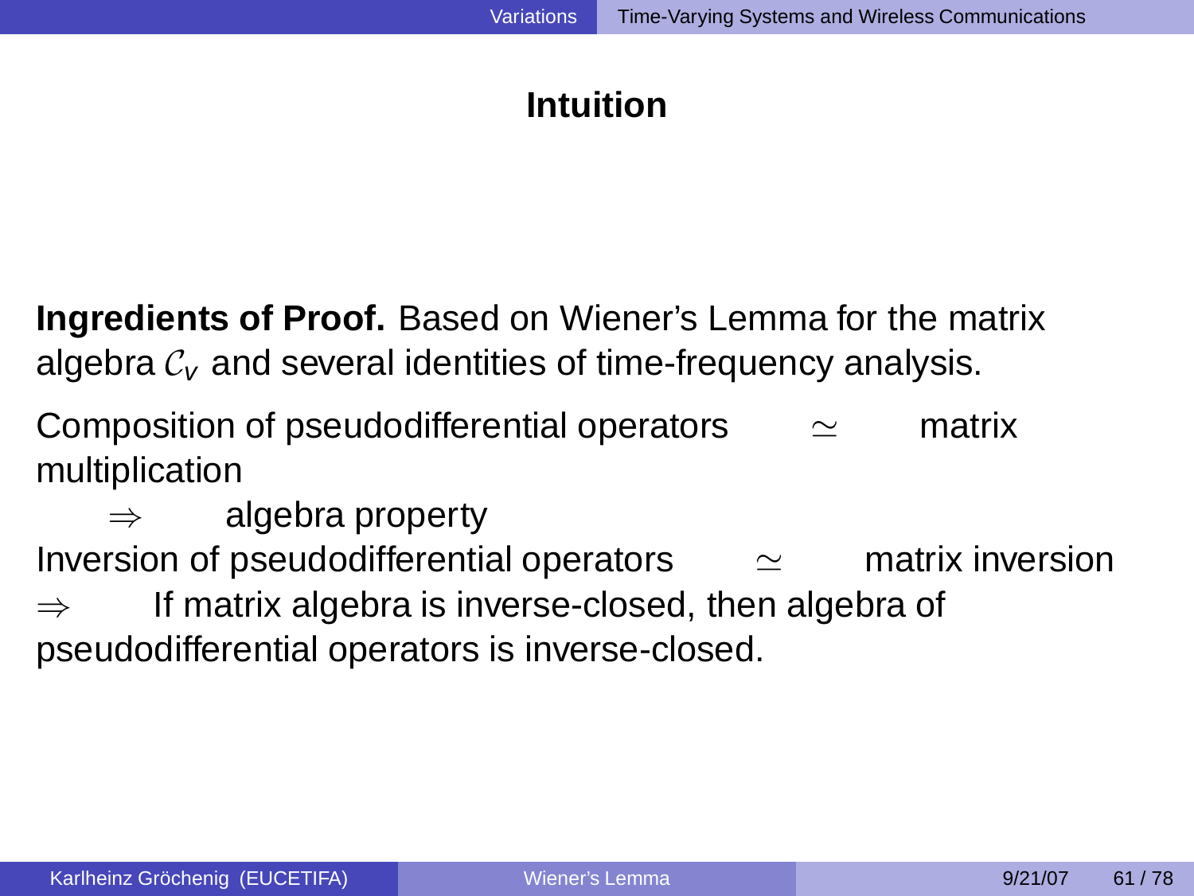## Intuition

**Ingredients of Proof.** Based on Wiener's Lemma for the matrix algebra $\mathcal{C}_v$ and several identities of time-frequency analysis.

Composition of pseudodifferential operators $\simeq$ matrix multiplication

$\Rightarrow$ algebra property

Inversion of pseudodifferential operators $\simeq$ matrix inversion

$\Rightarrow$ If matrix algebra is inverse-closed, then algebra of pseudodifferential operators is inverse-closed.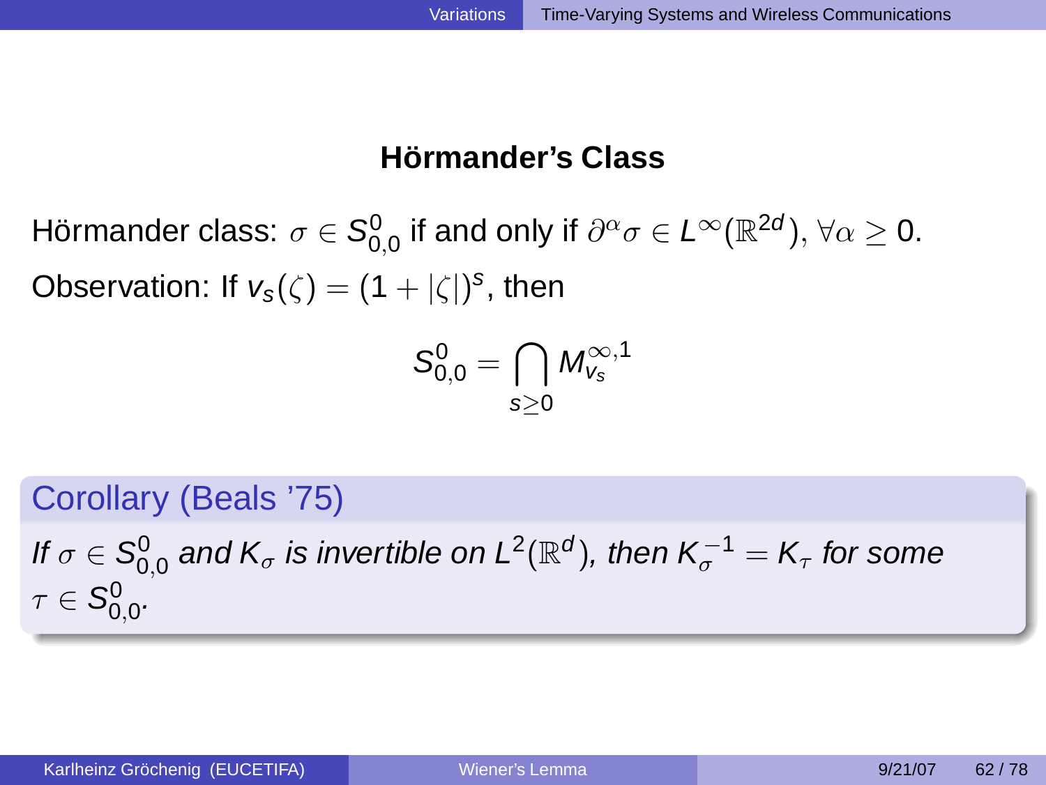## Hörmander's Class

Hörmander class: $\sigma \in S^0_{0,0}$ if and only if $\partial^\alpha \sigma \in L^\infty(\mathbb{R}^{2d}), \forall \alpha \geq 0$.

Observation: If $v_s(\zeta) = (1 + |\zeta|)^s$, then

$$S^0_{0,0} = \bigcap_{s \geq 0} M^{\infty,1}_{v_s}$$

**Corollary (Beals '75)**

*If $\sigma \in S^0_{0,0}$ and $K_\sigma$ is invertible on $L^2(\mathbb{R}^d)$, then $K_\sigma^{-1} = K_\tau$ for some $\tau \in S^0_{0,0}$.*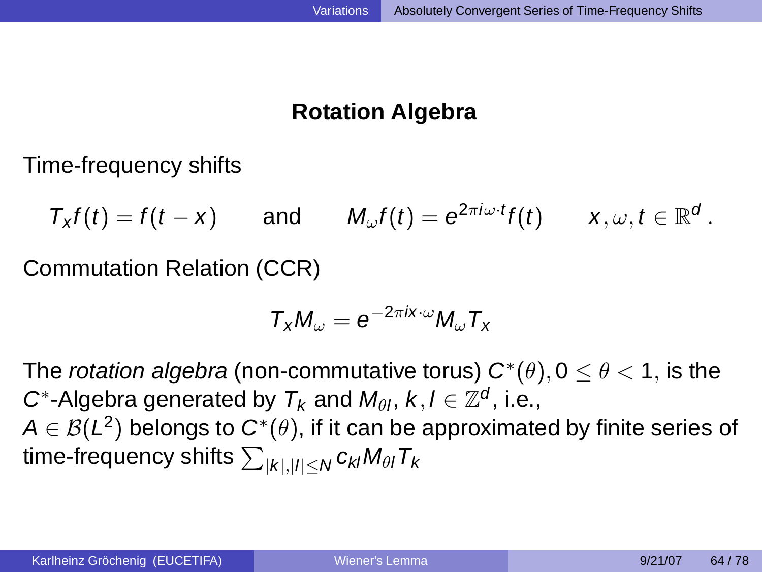## Rotation Algebra

Time-frequency shifts

$$T_x f(t) = f(t - x) \qquad \text{and} \qquad M_\omega f(t) = e^{2\pi i \omega \cdot t} f(t) \qquad x, \omega, t \in \mathbb{R}^d \, .$$

Commutation Relation (CCR)

$$T_x M_\omega = e^{-2\pi i x \cdot \omega} M_\omega T_x$$

The *rotation algebra* (non-commutative torus) $C^*(\theta), 0 \leq \theta < 1$, is the $C^*$-Algebra generated by $T_k$ and $M_{\theta l}$, $k, l \in \mathbb{Z}^d$, i.e., $A \in \mathcal{B}(L^2)$ belongs to $C^*(\theta)$, if it can be approximated by finite series of time-frequency shifts $\sum_{|k|,|l| \leq N} c_{kl} M_{\theta l} T_k$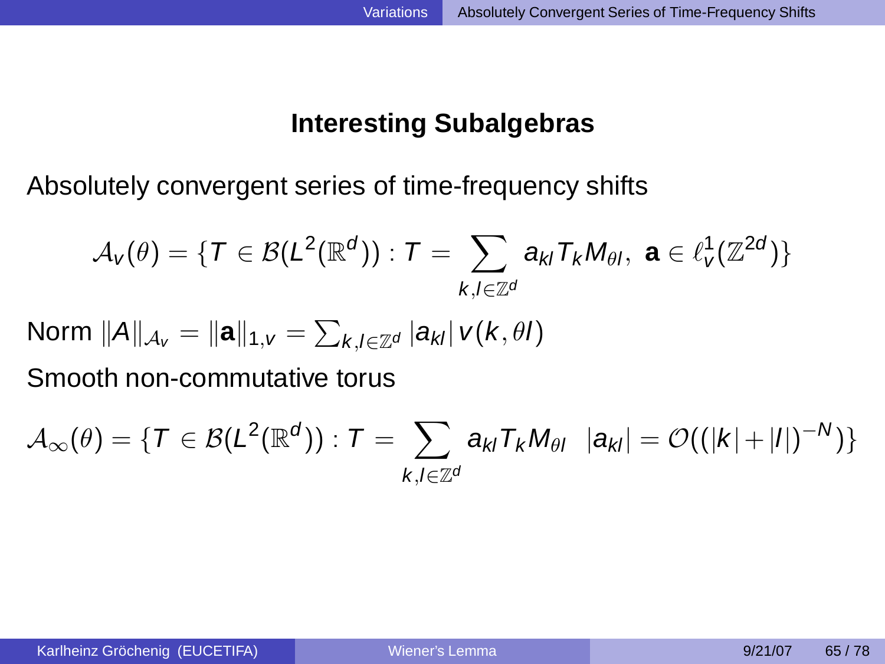## Interesting Subalgebras

Absolutely convergent series of time-frequency shifts

$$\mathcal{A}_v(\theta) = \{T \in \mathcal{B}(L^2(\mathbb{R}^d)) : T = \sum_{k,l \in \mathbb{Z}^d} a_{kl} T_k M_{\theta l}, \ \mathbf{a} \in \ell^1_v(\mathbb{Z}^{2d})\}$$

Norm $\|A\|_{\mathcal{A}_v} = \|\mathbf{a}\|_{1,v} = \sum_{k,l \in \mathbb{Z}^d} |a_{kl}| \, v(k, \theta l)$

Smooth non-commutative torus

$$\mathcal{A}_\infty(\theta) = \{T \in \mathcal{B}(L^2(\mathbb{R}^d)) : T = \sum_{k,l \in \mathbb{Z}^d} a_{kl} T_k M_{\theta l} \quad |a_{kl}| = \mathcal{O}((|k| + |l|)^{-N})\}$$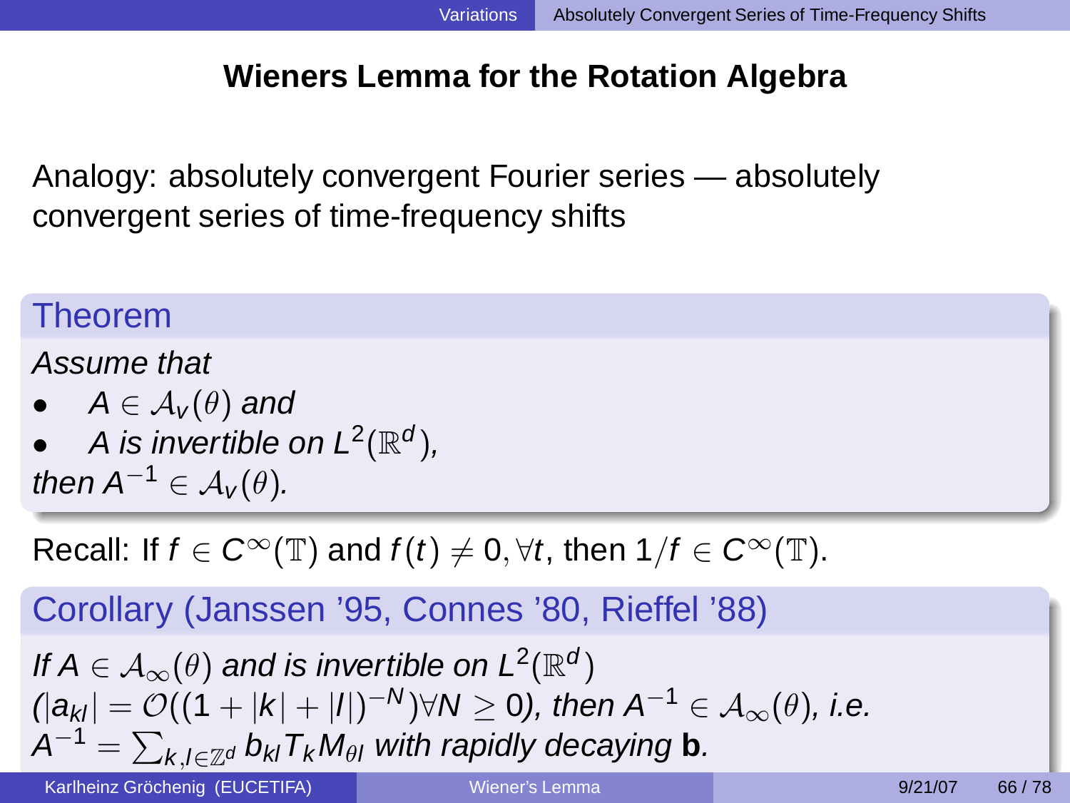# Wieners Lemma for the Rotation Algebra

Analogy: absolutely convergent Fourier series — absolutely convergent series of time-frequency shifts

**Theorem**

*Assume that*

- $A \in \mathcal{A}_v(\theta)$ *and*
- *A is invertible on* $L^2(\mathbb{R}^d)$,

*then* $A^{-1} \in \mathcal{A}_v(\theta)$.

Recall: If $f \in C^\infty(\mathbb{T})$ and $f(t) \neq 0, \forall t$, then $1/f \in C^\infty(\mathbb{T})$.

**Corollary (Janssen '95, Connes '80, Rieffel '88)**

*If* $A \in \mathcal{A}_\infty(\theta)$ *and is invertible on* $L^2(\mathbb{R}^d)$ $(|a_{kl}| = \mathcal{O}((1 + |k| + |l|)^{-N}) \forall N \geq 0)$, *then* $A^{-1} \in \mathcal{A}_\infty(\theta)$, *i.e.* $A^{-1} = \sum_{k,l \in \mathbb{Z}^d} b_{kl} T_k M_{\theta l}$ *with rapidly decaying* $\mathbf{b}$.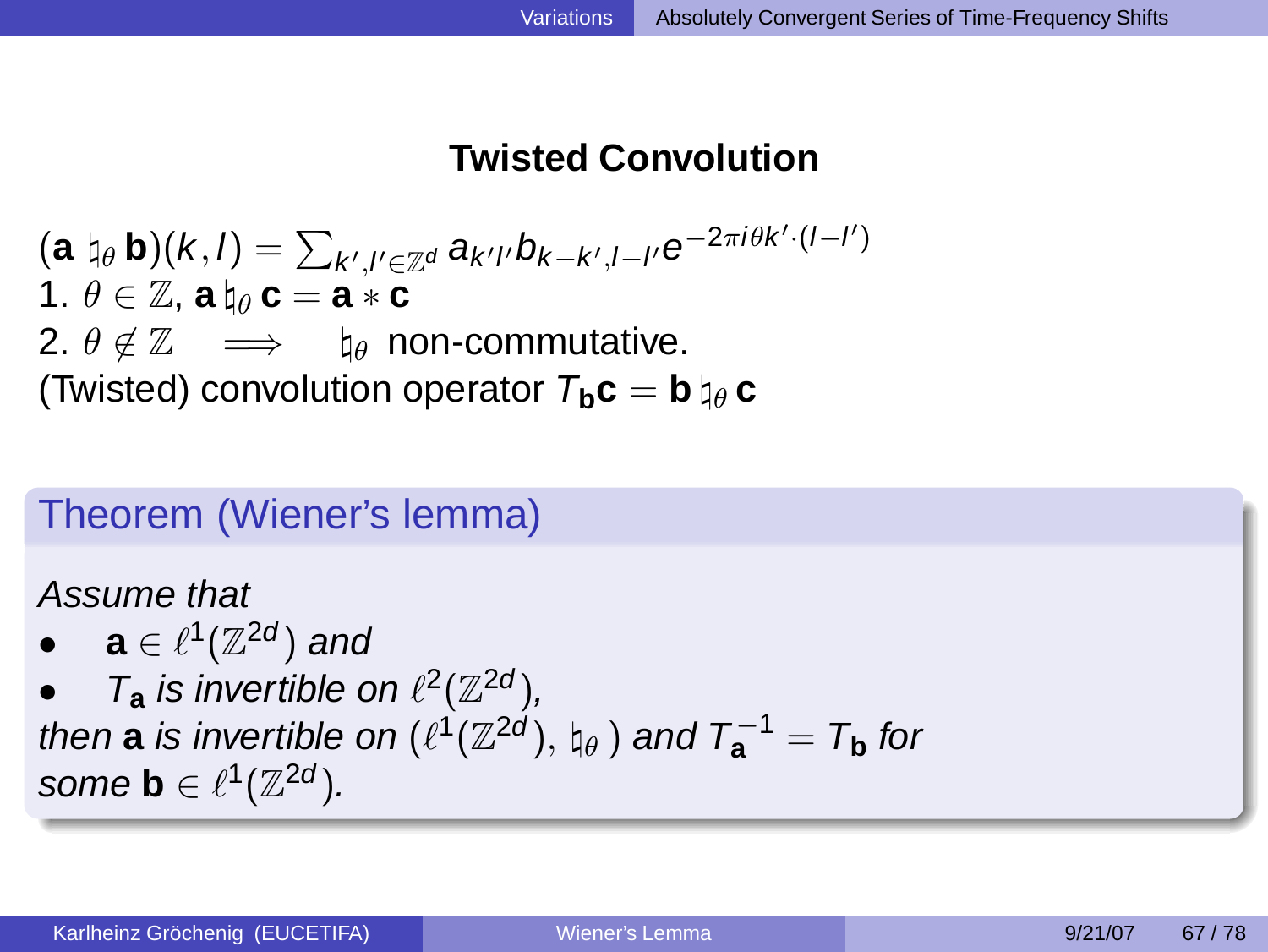## Twisted Convolution

$(\mathbf{a} \natural_\theta \mathbf{b})(k,l) = \sum_{k',l' \in \mathbb{Z}^d} a_{k'l'} b_{k-k',l-l'} e^{-2\pi i \theta k' \cdot (l-l')}$
1. $\theta \in \mathbb{Z}$, $\mathbf{a} \natural_\theta \mathbf{c} = \mathbf{a} * \mathbf{c}$
2. $\theta \notin \mathbb{Z} \quad \Longrightarrow \quad \natural_\theta$ non-commutative.
(Twisted) convolution operator $T_{\mathbf{b}}\mathbf{c} = \mathbf{b} \natural_\theta \mathbf{c}$

**Theorem (Wiener's lemma)**

*Assume that*

- $\mathbf{a} \in \ell^1(\mathbb{Z}^{2d})$ *and*
- $T_{\mathbf{a}}$ *is invertible on* $\ell^2(\mathbb{Z}^{2d})$,

*then* $\mathbf{a}$ *is invertible on* $(\ell^1(\mathbb{Z}^{2d}), \natural_\theta)$ *and* $T_{\mathbf{a}}^{-1} = T_{\mathbf{b}}$ *for some* $\mathbf{b} \in \ell^1(\mathbb{Z}^{2d})$.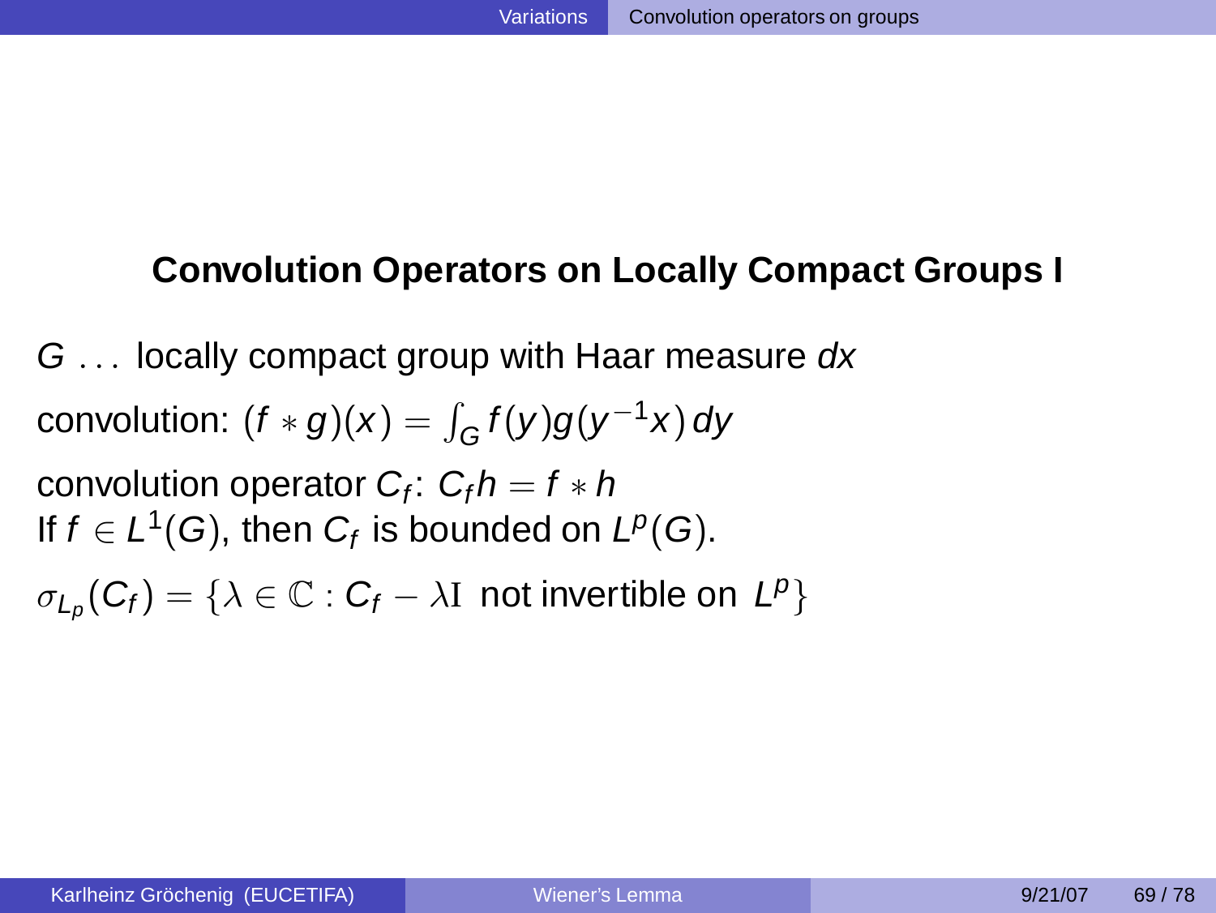## Convolution Operators on Locally Compact Groups I

$G$ ... locally compact group with Haar measure $dx$

convolution: $(f * g)(x) = \int_G f(y) g(y^{-1}x)\, dy$

convolution operator $C_f$: $C_f h = f * h$
If $f \in L^1(G)$, then $C_f$ is bounded on $L^p(G)$.

$\sigma_{L_p}(C_f) = \{\lambda \in \mathbb{C} : C_f - \lambda \mathrm{I} \text{ not invertible on } L^p\}$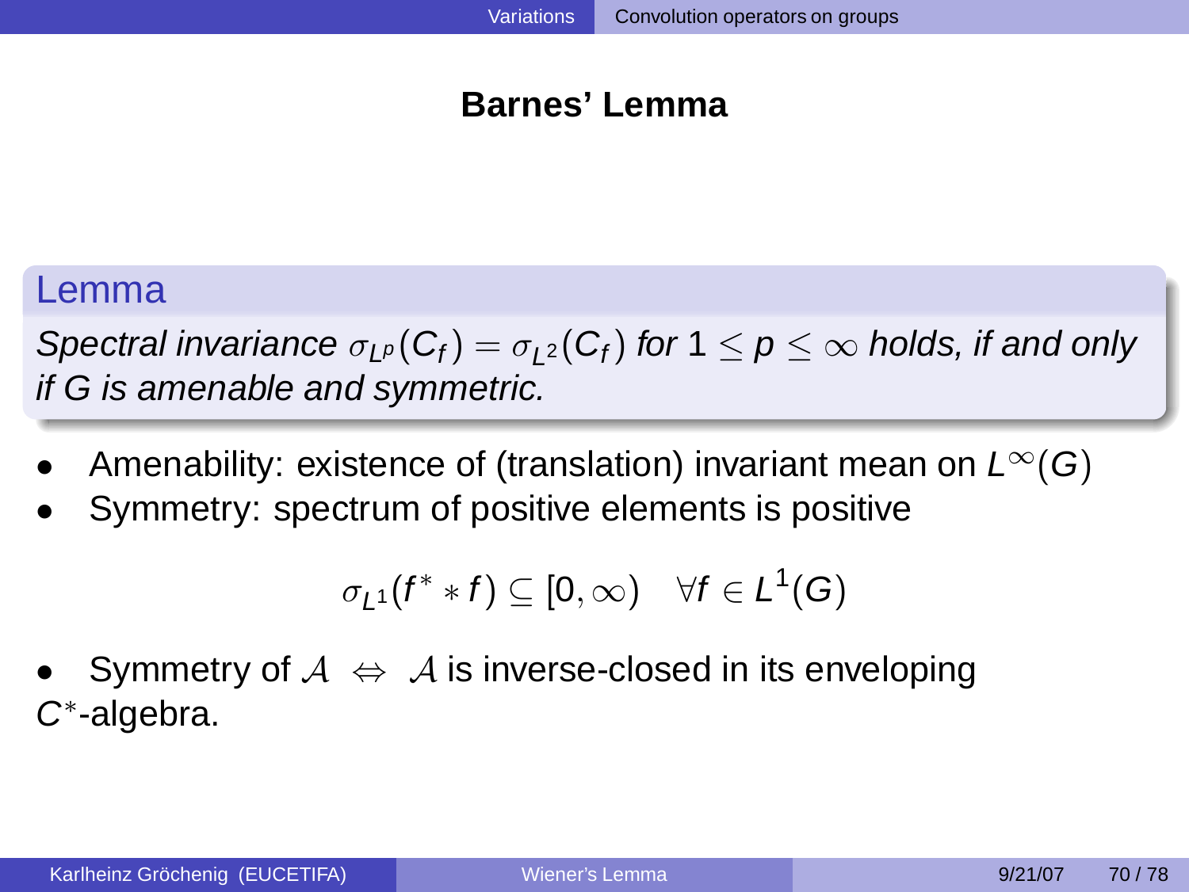## Barnes' Lemma

**Lemma**

*Spectral invariance $\sigma_{L^p}(C_f) = \sigma_{L^2}(C_f)$ for $1 \leq p \leq \infty$ holds, if and only if G is amenable and symmetric.*

- Amenability: existence of (translation) invariant mean on $L^\infty(G)$
- Symmetry: spectrum of positive elements is positive

$$\sigma_{L^1}(f^* * f) \subseteq [0, \infty) \quad \forall f \in L^1(G)$$

- Symmetry of $\mathcal{A} \Leftrightarrow \mathcal{A}$ is inverse-closed in its enveloping $C^*$-algebra.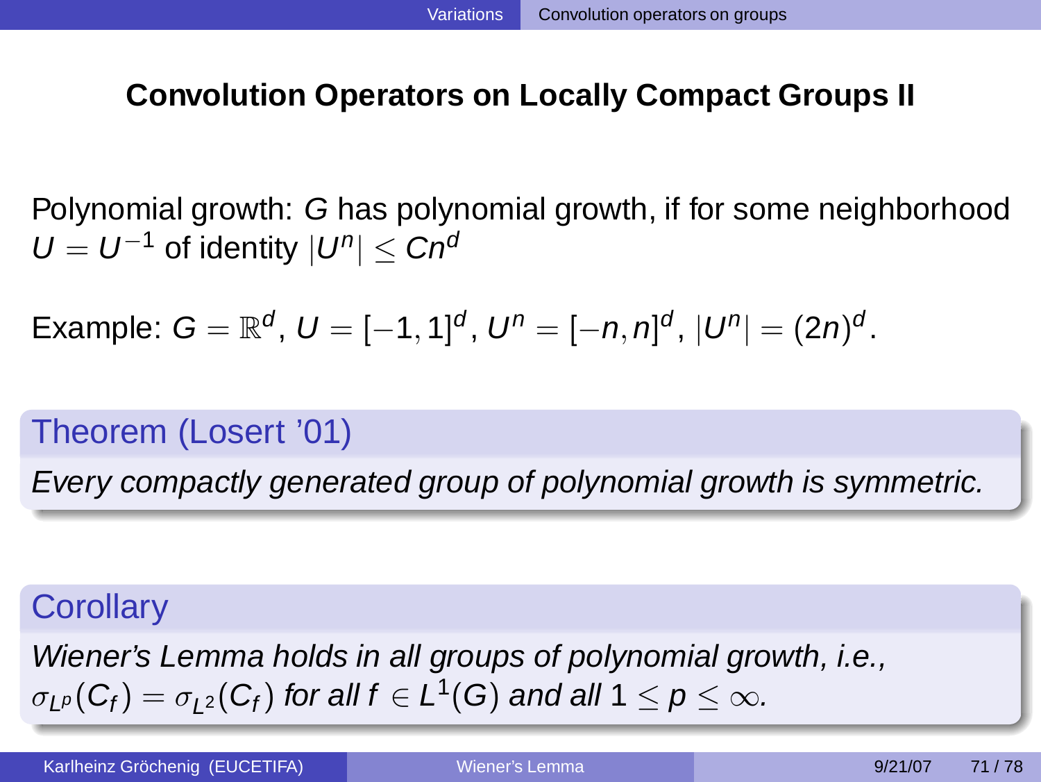## Convolution Operators on Locally Compact Groups II

Polynomial growth: $G$ has polynomial growth, if for some neighborhood $U = U^{-1}$ of identity $|U^n| \leq Cn^d$

Example: $G = \mathbb{R}^d$, $U = [-1,1]^d$, $U^n = [-n,n]^d$, $|U^n| = (2n)^d$.

**Theorem (Losert '01)**

*Every compactly generated group of polynomial growth is symmetric.*

**Corollary**

*Wiener's Lemma holds in all groups of polynomial growth, i.e., $\sigma_{L^p}(C_f) = \sigma_{L^2}(C_f)$ for all $f \in L^1(G)$ and all $1 \leq p \leq \infty$.*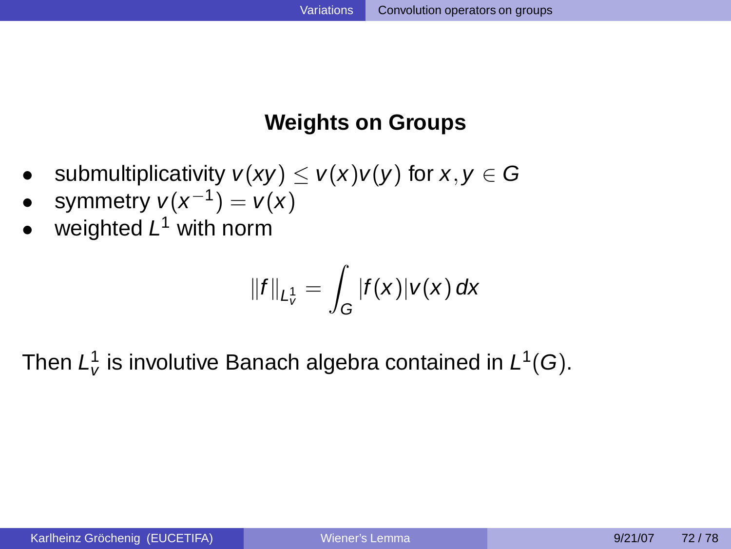## Weights on Groups

- submultiplicativity $v(xy) \leq v(x)v(y)$ for $x, y \in G$
- symmetry $v(x^{-1}) = v(x)$
- weighted $L^1$ with norm

$$\|f\|_{L^1_v} = \int_G |f(x)|v(x)\,dx$$

Then $L^1_v$ is involutive Banach algebra contained in $L^1(G)$.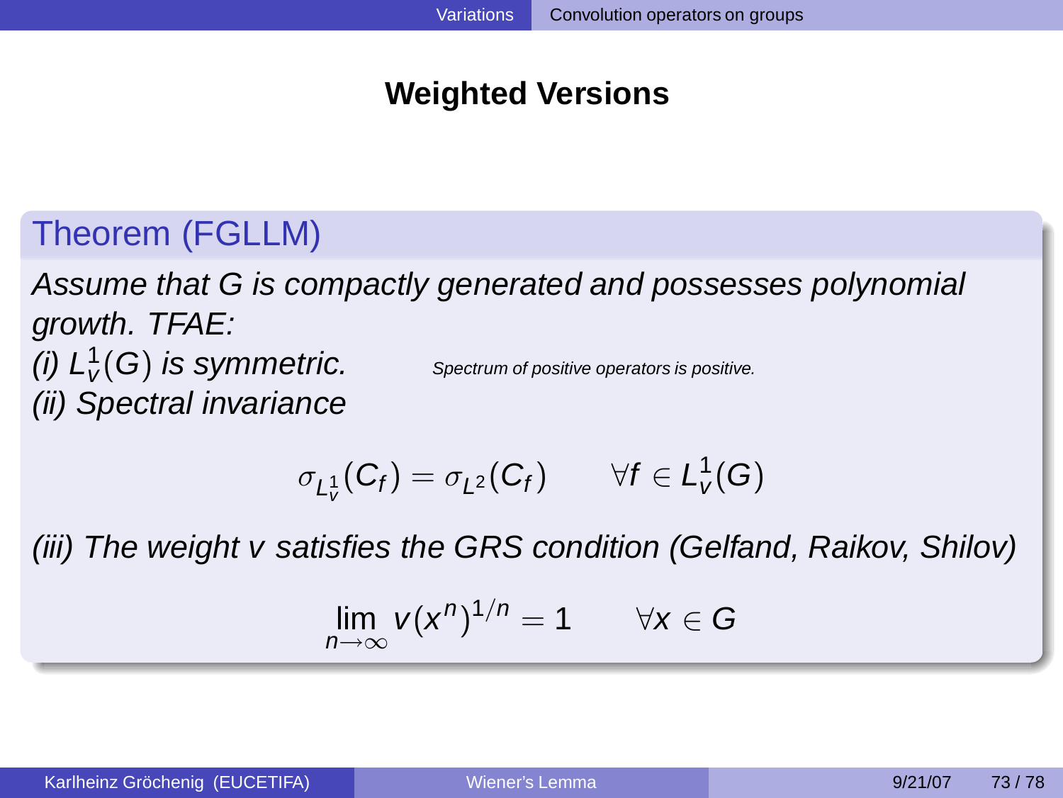## Weighted Versions

**Theorem (FGLLM)**

*Assume that G is compactly generated and possesses polynomial growth. TFAE:*

*(i) $L^1_v(G)$ is symmetric.* *Spectrum of positive operators is positive.*

*(ii) Spectral invariance*

$$\sigma_{L^1_v}(C_f) = \sigma_{L^2}(C_f) \qquad \forall f \in L^1_v(G)$$

*(iii) The weight v satisfies the GRS condition (Gelfand, Raikov, Shilov)*

$$\lim_{n\to\infty} v(x^n)^{1/n} = 1 \qquad \forall x \in G$$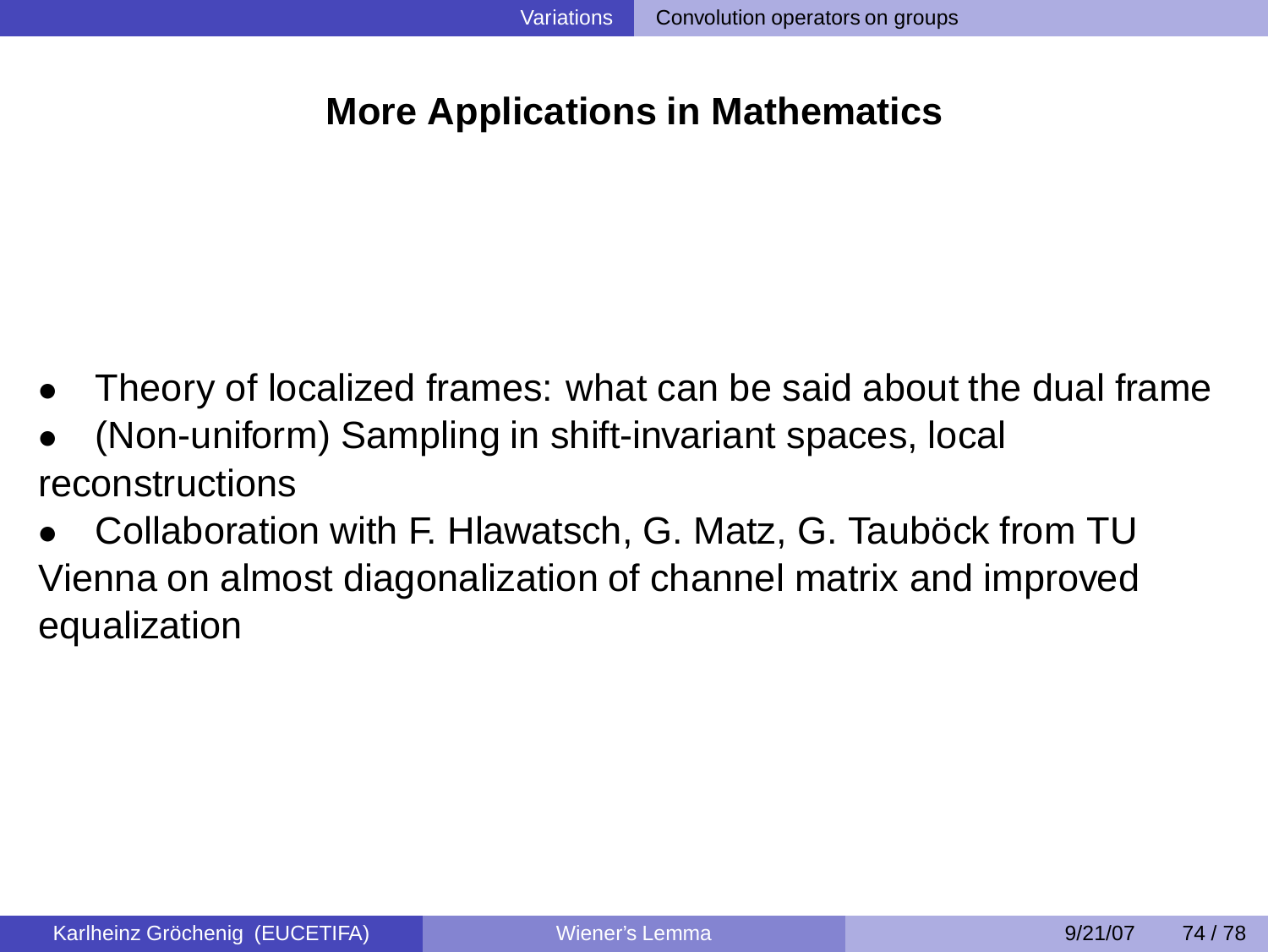## More Applications in Mathematics

- Theory of localized frames: what can be said about the dual frame
- (Non-uniform) Sampling in shift-invariant spaces, local reconstructions
- Collaboration with F. Hlawatsch, G. Matz, G. Tauböck from TU Vienna on almost diagonalization of channel matrix and improved equalization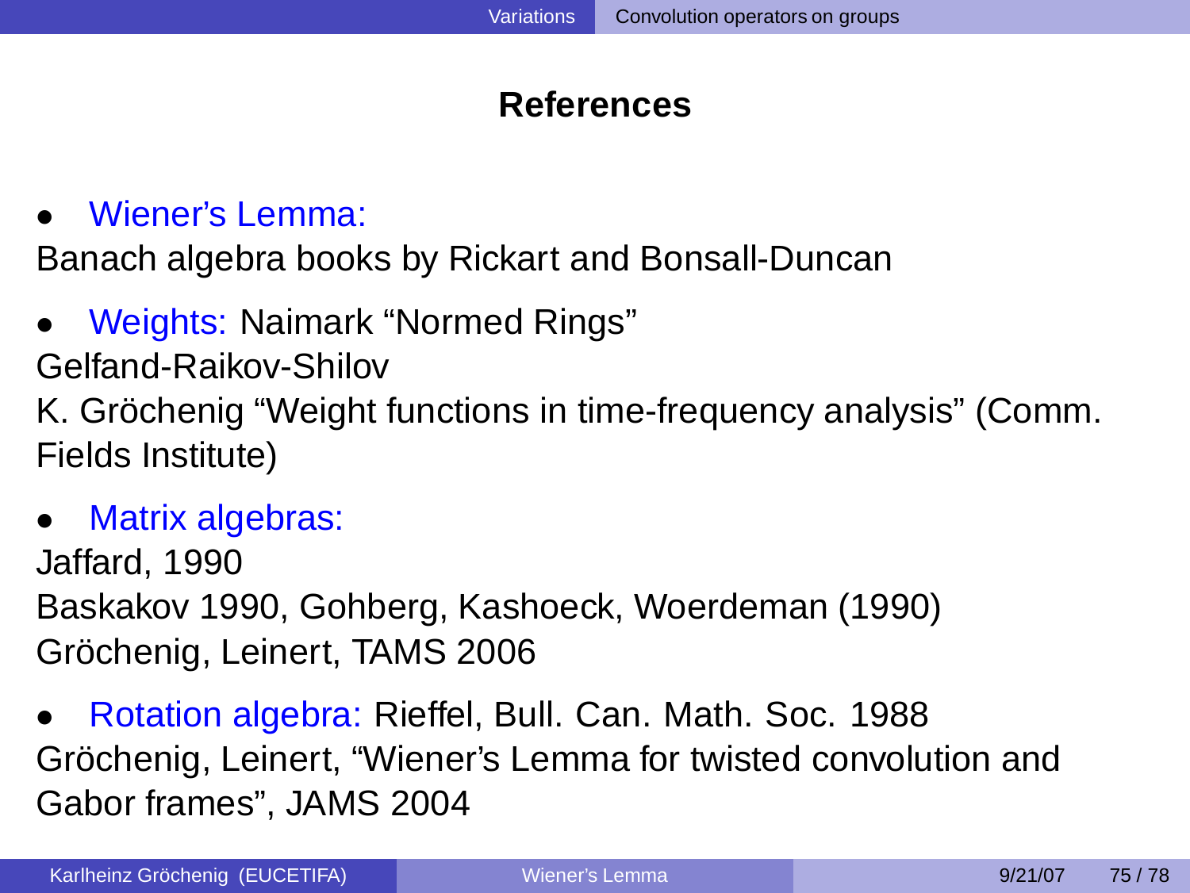## References

- Wiener's Lemma:

Banach algebra books by Rickart and Bonsall-Duncan

- Weights: Naimark "Normed Rings"

Gelfand-Raikov-Shilov

K. Gröchenig "Weight functions in time-frequency analysis" (Comm. Fields Institute)

- Matrix algebras:

Jaffard, 1990

Baskakov 1990, Gohberg, Kashoeck, Woerdeman (1990)

Gröchenig, Leinert, TAMS 2006

- Rotation algebra: Rieffel, Bull. Can. Math. Soc. 1988

Gröchenig, Leinert, "Wiener's Lemma for twisted convolution and Gabor frames", JAMS 2004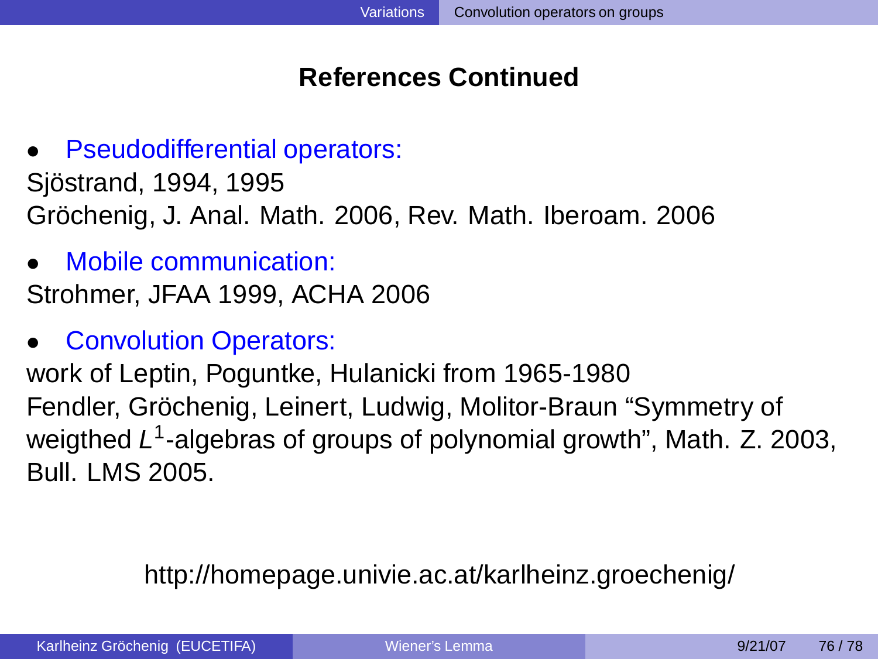## References Continued

- Pseudodifferential operators:

Sjöstrand, 1994, 1995
Gröchenig, J. Anal. Math. 2006, Rev. Math. Iberoam. 2006

- Mobile communication:

Strohmer, JFAA 1999, ACHA 2006

- Convolution Operators:

work of Leptin, Poguntke, Hulanicki from 1965-1980
Fendler, Gröchenig, Leinert, Ludwig, Molitor-Braun "Symmetry of weigthed $L^1$-algebras of groups of polynomial growth", Math. Z. 2003, Bull. LMS 2005.

http://homepage.univie.ac.at/karlheinz.groechenig/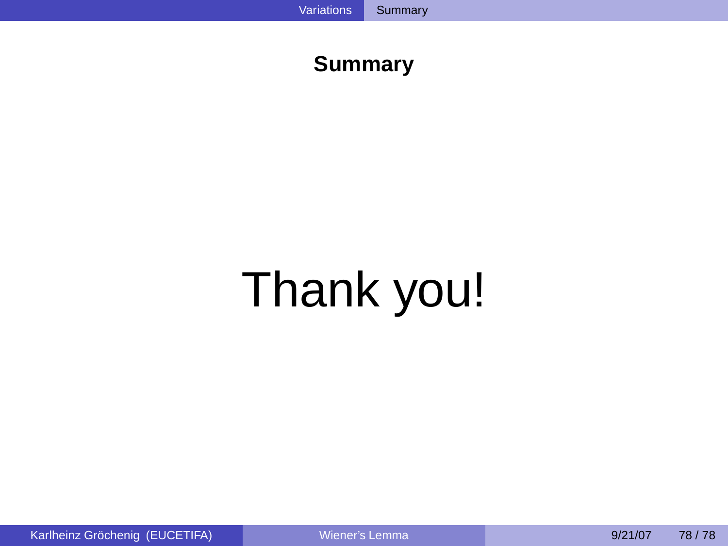## Summary

Thank you!